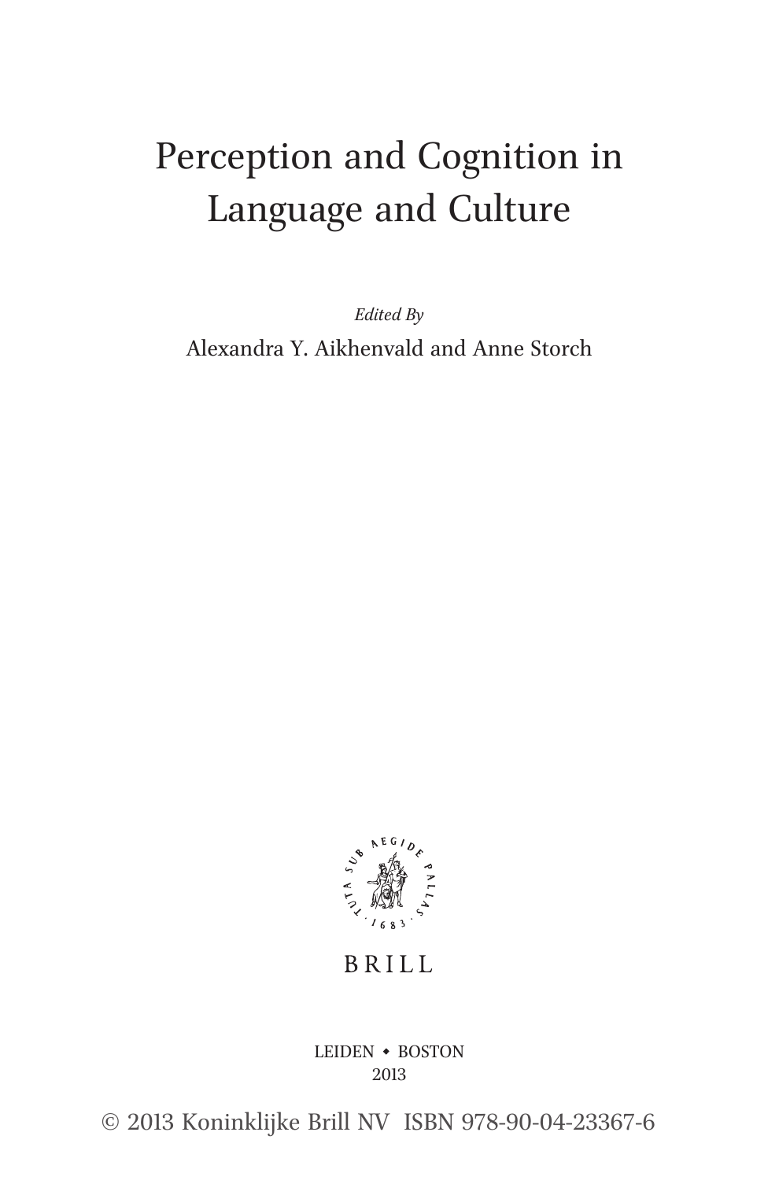# Perception and Cognition in Language and Culture

*Edited By*

Alexandra Y. Aikhenvald and Anne Storch

TUTA SUB AEGIDE PALLAS · 1683 ·

BRILL

LEIDEN • BOSTON
2013

© 2013 Koninklijke Brill NV ISBN 978-90-04-23367-6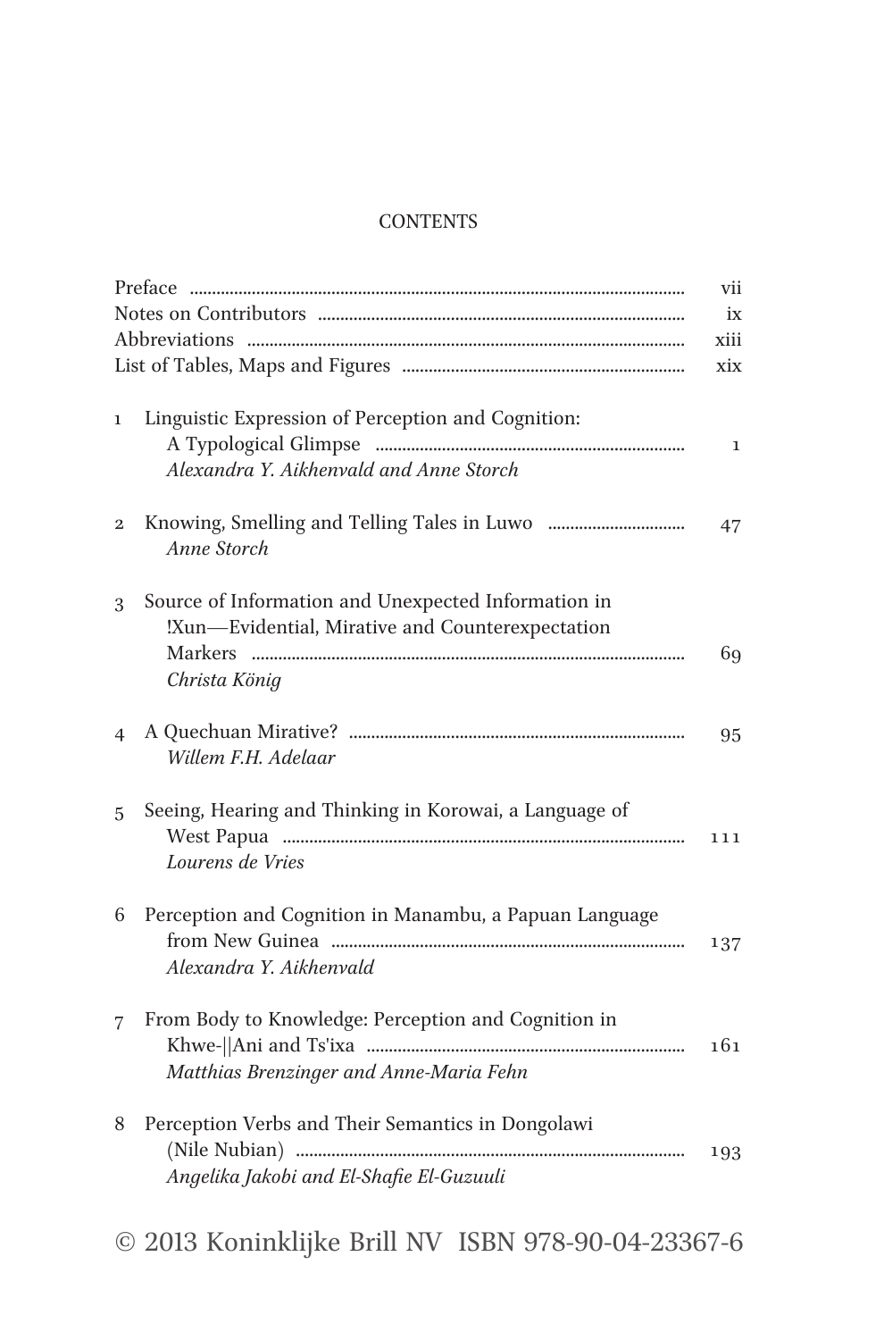# CONTENTS

| | | |
|---|---|---|
| | Preface | vii |
| | Notes on Contributors | ix |
| | Abbreviations | xiii |
| | List of Tables, Maps and Figures | xix |
| 1 | Linguistic Expression of Perception and Cognition: A Typological Glimpse<br>*Alexandra Y. Aikhenvald and Anne Storch* | 1 |
| 2 | Knowing, Smelling and Telling Tales in Luwo<br>*Anne Storch* | 47 |
| 3 | Source of Information and Unexpected Information in !Xun—Evidential, Mirative and Counterexpectation Markers<br>*Christa König* | 69 |
| 4 | A Quechuan Mirative?<br>*Willem F.H. Adelaar* | 95 |
| 5 | Seeing, Hearing and Thinking in Korowai, a Language of West Papua<br>*Lourens de Vries* | 111 |
| 6 | Perception and Cognition in Manambu, a Papuan Language from New Guinea<br>*Alexandra Y. Aikhenvald* | 137 |
| 7 | From Body to Knowledge: Perception and Cognition in Khwe-‖Ani and Ts'ixa<br>*Matthias Brenzinger and Anne-Maria Fehn* | 161 |
| 8 | Perception Verbs and Their Semantics in Dongolawi (Nile Nubian)<br>*Angelika Jakobi and El-Shafie El-Guzuuli* | 193 |

© 2013 Koninklijke Brill NV ISBN 978-90-04-23367-6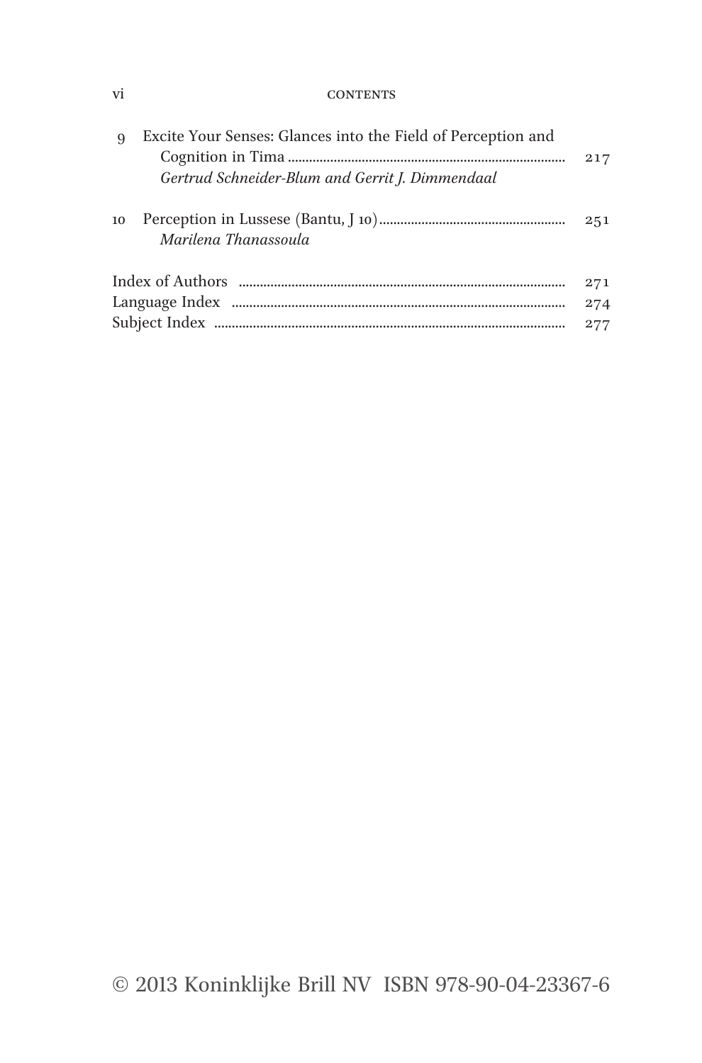9 Excite Your Senses: Glances into the Field of Perception and Cognition in Tima ........ 217
*Gertrud Schneider-Blum and Gerrit J. Dimmendaal*

10 Perception in Lussese (Bantu, J 10) ........ 251
*Marilena Thanassoula*

Index of Authors ........ 271
Language Index ........ 274
Subject Index ........ 277

© 2013 Koninklijke Brill NV ISBN 978-90-04-23367-6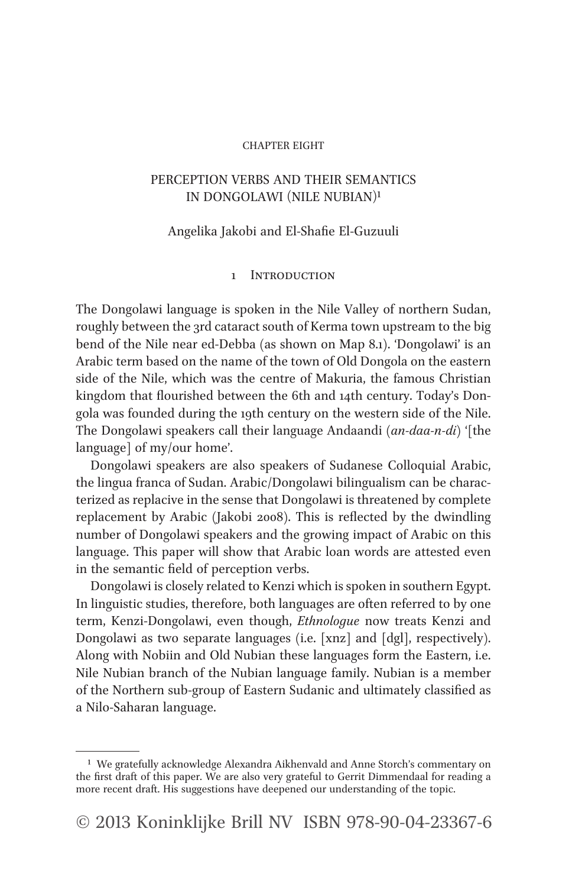CHAPTER EIGHT

# PERCEPTION VERBS AND THEIR SEMANTICS IN DONGOLAWI (NILE NUBIAN)[1]

Angelika Jakobi and El-Shafie El-Guzuuli

## 1 Introduction

The Dongolawi language is spoken in the Nile Valley of northern Sudan, roughly between the 3rd cataract south of Kerma town upstream to the big bend of the Nile near ed-Debba (as shown on Map 8.1). 'Dongolawi' is an Arabic term based on the name of the town of Old Dongola on the eastern side of the Nile, which was the centre of Makuria, the famous Christian kingdom that flourished between the 6th and 14th century. Today's Dongola was founded during the 19th century on the western side of the Nile. The Dongolawi speakers call their language Andaandi (*an-daa-n-di*) '[the language] of my/our home'.

Dongolawi speakers are also speakers of Sudanese Colloquial Arabic, the lingua franca of Sudan. Arabic/Dongolawi bilingualism can be characterized as replacive in the sense that Dongolawi is threatened by complete replacement by Arabic (Jakobi 2008). This is reflected by the dwindling number of Dongolawi speakers and the growing impact of Arabic on this language. This paper will show that Arabic loan words are attested even in the semantic field of perception verbs.

Dongolawi is closely related to Kenzi which is spoken in southern Egypt. In linguistic studies, therefore, both languages are often referred to by one term, Kenzi-Dongolawi, even though, *Ethnologue* now treats Kenzi and Dongolawi as two separate languages (i.e. [xnz] and [dgl], respectively). Along with Nobiin and Old Nubian these languages form the Eastern, i.e. Nile Nubian branch of the Nubian language family. Nubian is a member of the Northern sub-group of Eastern Sudanic and ultimately classified as a Nilo-Saharan language.

---

[1] We gratefully acknowledge Alexandra Aikhenvald and Anne Storch's commentary on the first draft of this paper. We are also very grateful to Gerrit Dimmendaal for reading a more recent draft. His suggestions have deepened our understanding of the topic.

© 2013 Koninklijke Brill NV ISBN 978-90-04-23367-6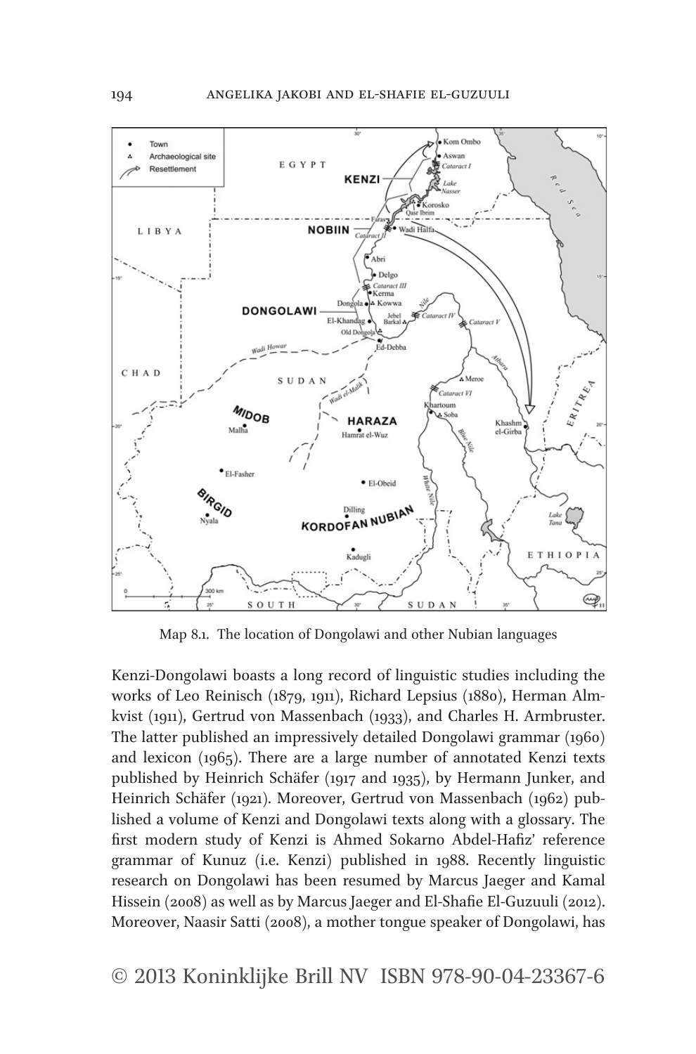Map 8.1. The location of Dongolawi and other Nubian languages

Kenzi-Dongolawi boasts a long record of linguistic studies including the works of Leo Reinisch (1879, 1911), Richard Lepsius (1880), Herman Almkvist (1911), Gertrud von Massenbach (1933), and Charles H. Armbruster. The latter published an impressively detailed Dongolawi grammar (1960) and lexicon (1965). There are a large number of annotated Kenzi texts published by Heinrich Schäfer (1917 and 1935), by Hermann Junker, and Heinrich Schäfer (1921). Moreover, Gertrud von Massenbach (1962) published a volume of Kenzi and Dongolawi texts along with a glossary. The first modern study of Kenzi is Ahmed Sokarno Abdel-Hafiz' reference grammar of Kunuz (i.e. Kenzi) published in 1988. Recently linguistic research on Dongolawi has been resumed by Marcus Jaeger and Kamal Hissein (2008) as well as by Marcus Jaeger and El-Shafie El-Guzuuli (2012). Moreover, Naasir Satti (2008), a mother tongue speaker of Dongolawi, has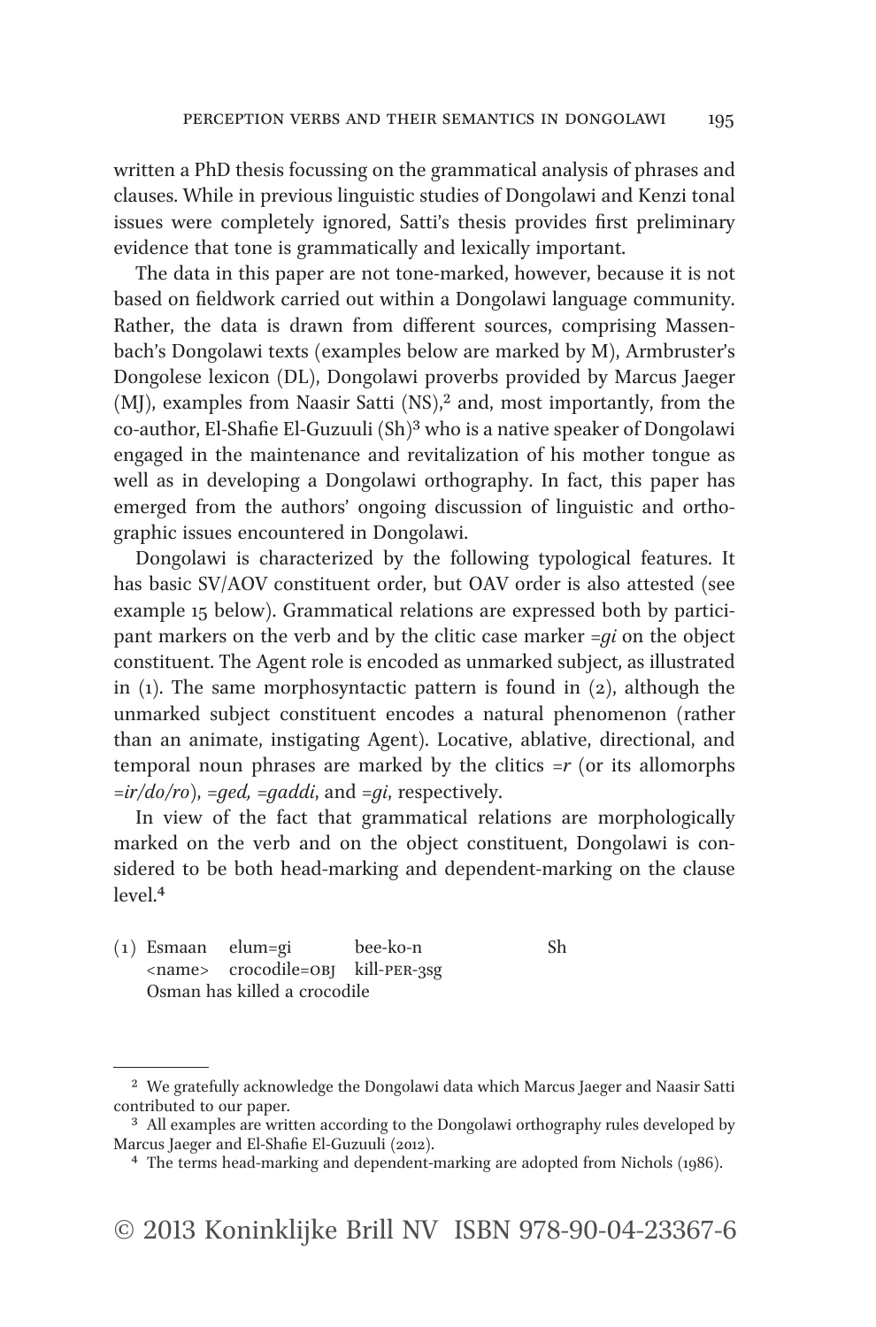written a PhD thesis focussing on the grammatical analysis of phrases and clauses. While in previous linguistic studies of Dongolawi and Kenzi tonal issues were completely ignored, Satti's thesis provides first preliminary evidence that tone is grammatically and lexically important.

The data in this paper are not tone-marked, however, because it is not based on fieldwork carried out within a Dongolawi language community. Rather, the data is drawn from different sources, comprising Massenbach's Dongolawi texts (examples below are marked by M), Armbruster's Dongolese lexicon (DL), Dongolawi proverbs provided by Marcus Jaeger (MJ), examples from Naasir Satti (NS),[2] and, most importantly, from the co-author, El-Shafie El-Guzuuli (Sh)[3] who is a native speaker of Dongolawi engaged in the maintenance and revitalization of his mother tongue as well as in developing a Dongolawi orthography. In fact, this paper has emerged from the authors' ongoing discussion of linguistic and orthographic issues encountered in Dongolawi.

Dongolawi is characterized by the following typological features. It has basic SV/AOV constituent order, but OAV order is also attested (see example 15 below). Grammatical relations are expressed both by participant markers on the verb and by the clitic case marker *=gi* on the object constituent. The Agent role is encoded as unmarked subject, as illustrated in (1). The same morphosyntactic pattern is found in (2), although the unmarked subject constituent encodes a natural phenomenon (rather than an animate, instigating Agent). Locative, ablative, directional, and temporal noun phrases are marked by the clitics *=r* (or its allomorphs *=ir/do/ro*), *=ged, =gaddi*, and *=gi*, respectively.

In view of the fact that grammatical relations are morphologically marked on the verb and on the object constituent, Dongolawi is considered to be both head-marking and dependent-marking on the clause level.[4]

(1) Esmaan elum=gi bee-ko-n Sh
&lt;name&gt; crocodile=OBJ kill-PER-3SG
Osman has killed a crocodile

---

[2] We gratefully acknowledge the Dongolawi data which Marcus Jaeger and Naasir Satti contributed to our paper.

[3] All examples are written according to the Dongolawi orthography rules developed by Marcus Jaeger and El-Shafie El-Guzuuli (2012).

[4] The terms head-marking and dependent-marking are adopted from Nichols (1986).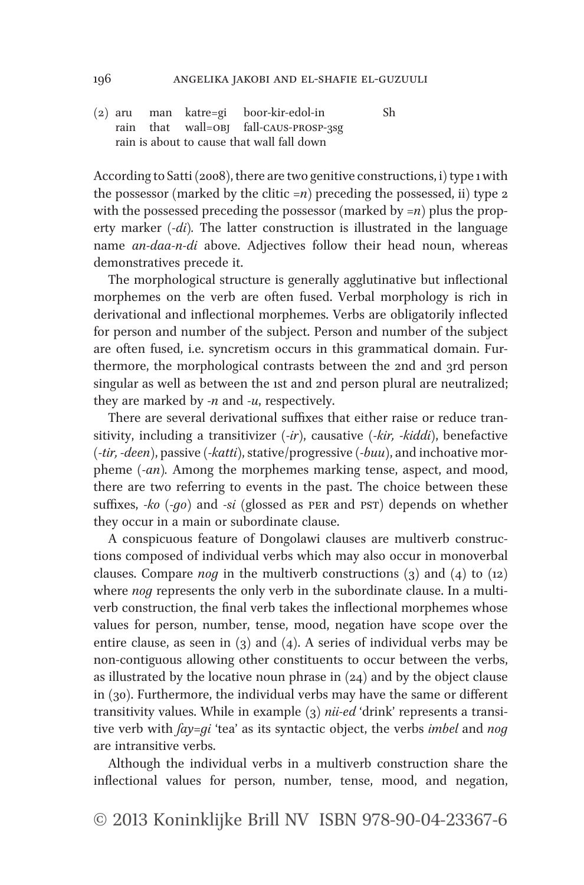(2) aru man katre=gi boor-kir-edol-in Sh
rain that wall=OBJ fall-CAUS-PROSP-3SG
rain is about to cause that wall fall down

According to Satti (2008), there are two genitive constructions, i) type 1 with the possessor (marked by the clitic =*n*) preceding the possessed, ii) type 2 with the possessed preceding the possessor (marked by =*n*) plus the property marker (-*di*). The latter construction is illustrated in the language name *an-daa-n-di* above. Adjectives follow their head noun, whereas demonstratives precede it.

The morphological structure is generally agglutinative but inflectional morphemes on the verb are often fused. Verbal morphology is rich in derivational and inflectional morphemes. Verbs are obligatorily inflected for person and number of the subject. Person and number of the subject are often fused, i.e. syncretism occurs in this grammatical domain. Furthermore, the morphological contrasts between the 2nd and 3rd person singular as well as between the 1st and 2nd person plural are neutralized; they are marked by -*n* and -*u*, respectively.

There are several derivational suffixes that either raise or reduce transitivity, including a transitivizer (-*ir*), causative (-*kir, -kiddi*), benefactive (-*tir, -deen*), passive (-*katti*), stative/progressive (-*buu*), and inchoative morpheme (-*an*). Among the morphemes marking tense, aspect, and mood, there are two referring to events in the past. The choice between these suffixes, -*ko* (-*go*) and -*si* (glossed as PER and PST) depends on whether they occur in a main or subordinate clause.

A conspicuous feature of Dongolawi clauses are multiverb constructions composed of individual verbs which may also occur in monoverbal clauses. Compare *nog* in the multiverb constructions (3) and (4) to (12) where *nog* represents the only verb in the subordinate clause. In a multiverb construction, the final verb takes the inflectional morphemes whose values for person, number, tense, mood, negation have scope over the entire clause, as seen in (3) and (4). A series of individual verbs may be non-contiguous allowing other constituents to occur between the verbs, as illustrated by the locative noun phrase in (24) and by the object clause in (30). Furthermore, the individual verbs may have the same or different transitivity values. While in example (3) *nii-ed* 'drink' represents a transitive verb with *ʃay=gi* 'tea' as its syntactic object, the verbs *imbel* and *nog* are intransitive verbs.

Although the individual verbs in a multiverb construction share the inflectional values for person, number, tense, mood, and negation,

© 2013 Koninklijke Brill NV ISBN 978-90-04-23367-6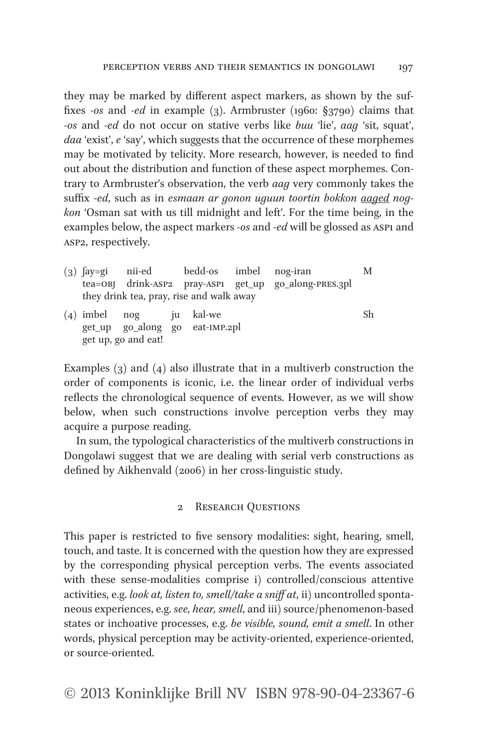they may be marked by different aspect markers, as shown by the suffixes *-os* and *-ed* in example (3). Armbruster (1960: §3790) claims that *-os* and *-ed* do not occur on stative verbs like *buu* 'lie', *aag* 'sit, squat', *daa* 'exist', *e* 'say', which suggests that the occurrence of these morphemes may be motivated by telicity. More research, however, is needed to find out about the distribution and function of these aspect morphemes. Contrary to Armbruster's observation, the verb *aag* very commonly takes the suffix *-ed*, such as in *esmaan ar gonon uguun toortin bokkon <u>aaged</u> nogkon* 'Osman sat with us till midnight and left'. For the time being, in the examples below, the aspect markers *-os* and *-ed* will be glossed as ASP1 and ASP2, respectively.

| | | | | | | |
|---|---|---|---|---|---|---|
| (3) | ʃay=gi | nii-ed | bedd-os | imbel | nog-iran | M |
| | tea=OBJ | drink-ASP2 | pray-ASP1 | get_up | go_along-PRES.3pl | |
| | they drink tea, pray, rise and walk away | | | | | |

| | | | | | |
|---|---|---|---|---|---|
| (4) | imbel | nog | ju | kal-we | Sh |
| | get_up | go_along | go | eat-IMP.2pl | |
| | get up, go and eat! | | | | |

Examples (3) and (4) also illustrate that in a multiverb construction the order of components is iconic, i.e. the linear order of individual verbs reflects the chronological sequence of events. However, as we will show below, when such constructions involve perception verbs they may acquire a purpose reading.

In sum, the typological characteristics of the multiverb constructions in Dongolawi suggest that we are dealing with serial verb constructions as defined by Aikhenvald (2006) in her cross-linguistic study.

## 2 Research Questions

This paper is restricted to five sensory modalities: sight, hearing, smell, touch, and taste. It is concerned with the question how they are expressed by the corresponding physical perception verbs. The events associated with these sense-modalities comprise i) controlled/conscious attentive activities, e.g. *look at, listen to, smell/take a sniff at*, ii) uncontrolled spontaneous experiences, e.g. *see, hear, smell*, and iii) source/phenomenon-based states or inchoative processes, e.g. *be visible, sound, emit a smell*. In other words, physical perception may be activity-oriented, experience-oriented, or source-oriented.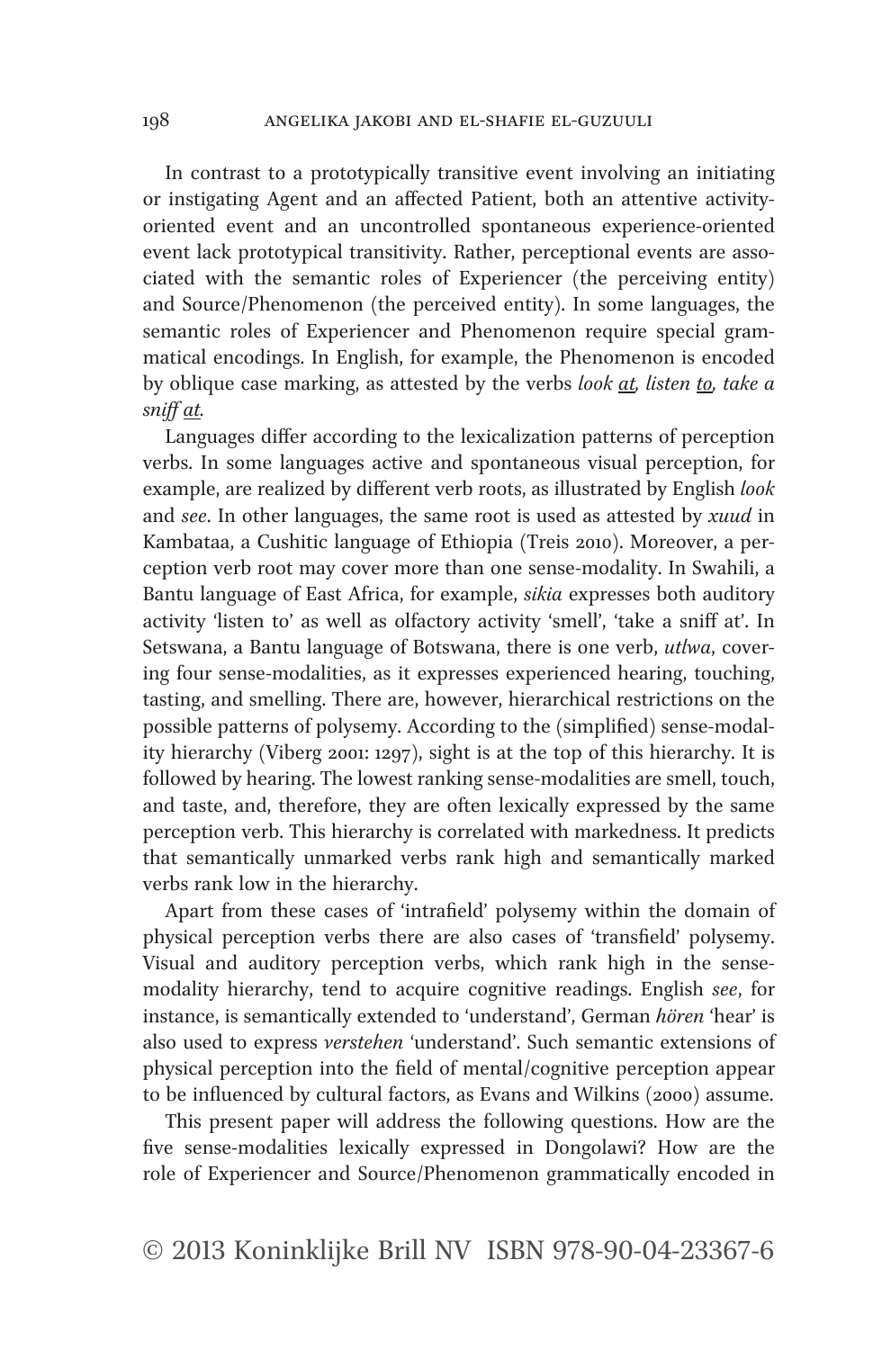In contrast to a prototypically transitive event involving an initiating or instigating Agent and an affected Patient, both an attentive activity-oriented event and an uncontrolled spontaneous experience-oriented event lack prototypical transitivity. Rather, perceptional events are associated with the semantic roles of Experiencer (the perceiving entity) and Source/Phenomenon (the perceived entity). In some languages, the semantic roles of Experiencer and Phenomenon require special grammatical encodings. In English, for example, the Phenomenon is encoded by oblique case marking, as attested by the verbs *look <u>at</u>, listen <u>to</u>, take a sniff <u>at</u>.*

Languages differ according to the lexicalization patterns of perception verbs. In some languages active and spontaneous visual perception, for example, are realized by different verb roots, as illustrated by English *look* and *see*. In other languages, the same root is used as attested by *xuud* in Kambataa, a Cushitic language of Ethiopia (Treis 2010). Moreover, a perception verb root may cover more than one sense-modality. In Swahili, a Bantu language of East Africa, for example, *sikia* expresses both auditory activity 'listen to' as well as olfactory activity 'smell', 'take a sniff at'. In Setswana, a Bantu language of Botswana, there is one verb, *utlwa*, covering four sense-modalities, as it expresses experienced hearing, touching, tasting, and smelling. There are, however, hierarchical restrictions on the possible patterns of polysemy. According to the (simplified) sense-modality hierarchy (Viberg 2001: 1297), sight is at the top of this hierarchy. It is followed by hearing. The lowest ranking sense-modalities are smell, touch, and taste, and, therefore, they are often lexically expressed by the same perception verb. This hierarchy is correlated with markedness. It predicts that semantically unmarked verbs rank high and semantically marked verbs rank low in the hierarchy.

Apart from these cases of 'intrafield' polysemy within the domain of physical perception verbs there are also cases of 'transfield' polysemy. Visual and auditory perception verbs, which rank high in the sense-modality hierarchy, tend to acquire cognitive readings. English *see*, for instance, is semantically extended to 'understand', German *hören* 'hear' is also used to express *verstehen* 'understand'. Such semantic extensions of physical perception into the field of mental/cognitive perception appear to be influenced by cultural factors, as Evans and Wilkins (2000) assume.

This present paper will address the following questions. How are the five sense-modalities lexically expressed in Dongolawi? How are the role of Experiencer and Source/Phenomenon grammatically encoded in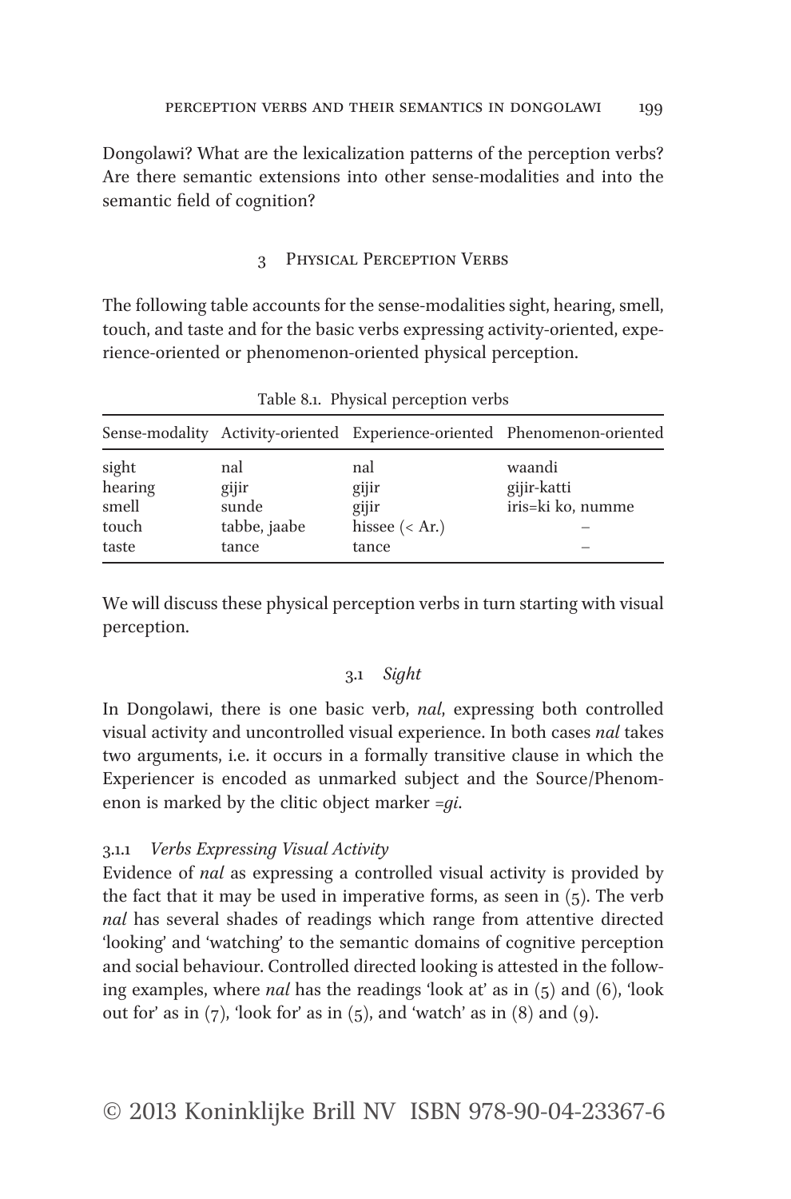Dongolawi? What are the lexicalization patterns of the perception verbs? Are there semantic extensions into other sense-modalities and into the semantic field of cognition?

## 3 Physical Perception Verbs

The following table accounts for the sense-modalities sight, hearing, smell, touch, and taste and for the basic verbs expressing activity-oriented, experience-oriented or phenomenon-oriented physical perception.

Table 8.1. Physical perception verbs

| Sense-modality | Activity-oriented | Experience-oriented | Phenomenon-oriented |
|---|---|---|---|
| sight | nal | nal | waandi |
| hearing | gijir | gijir | gijir-katti |
| smell | sunde | gijir | iris=ki ko, numme |
| touch | tabbe, jaabe | hissee (< Ar.) | – |
| taste | tance | tance | – |

We will discuss these physical perception verbs in turn starting with visual perception.

### 3.1 *Sight*

In Dongolawi, there is one basic verb, *nal*, expressing both controlled visual activity and uncontrolled visual experience. In both cases *nal* takes two arguments, i.e. it occurs in a formally transitive clause in which the Experiencer is encoded as unmarked subject and the Source/Phenomenon is marked by the clitic object marker *=gi*.

#### 3.1.1 *Verbs Expressing Visual Activity*

Evidence of *nal* as expressing a controlled visual activity is provided by the fact that it may be used in imperative forms, as seen in (5). The verb *nal* has several shades of readings which range from attentive directed 'looking' and 'watching' to the semantic domains of cognitive perception and social behaviour. Controlled directed looking is attested in the following examples, where *nal* has the readings 'look at' as in (5) and (6), 'look out for' as in (7), 'look for' as in (5), and 'watch' as in (8) and (9).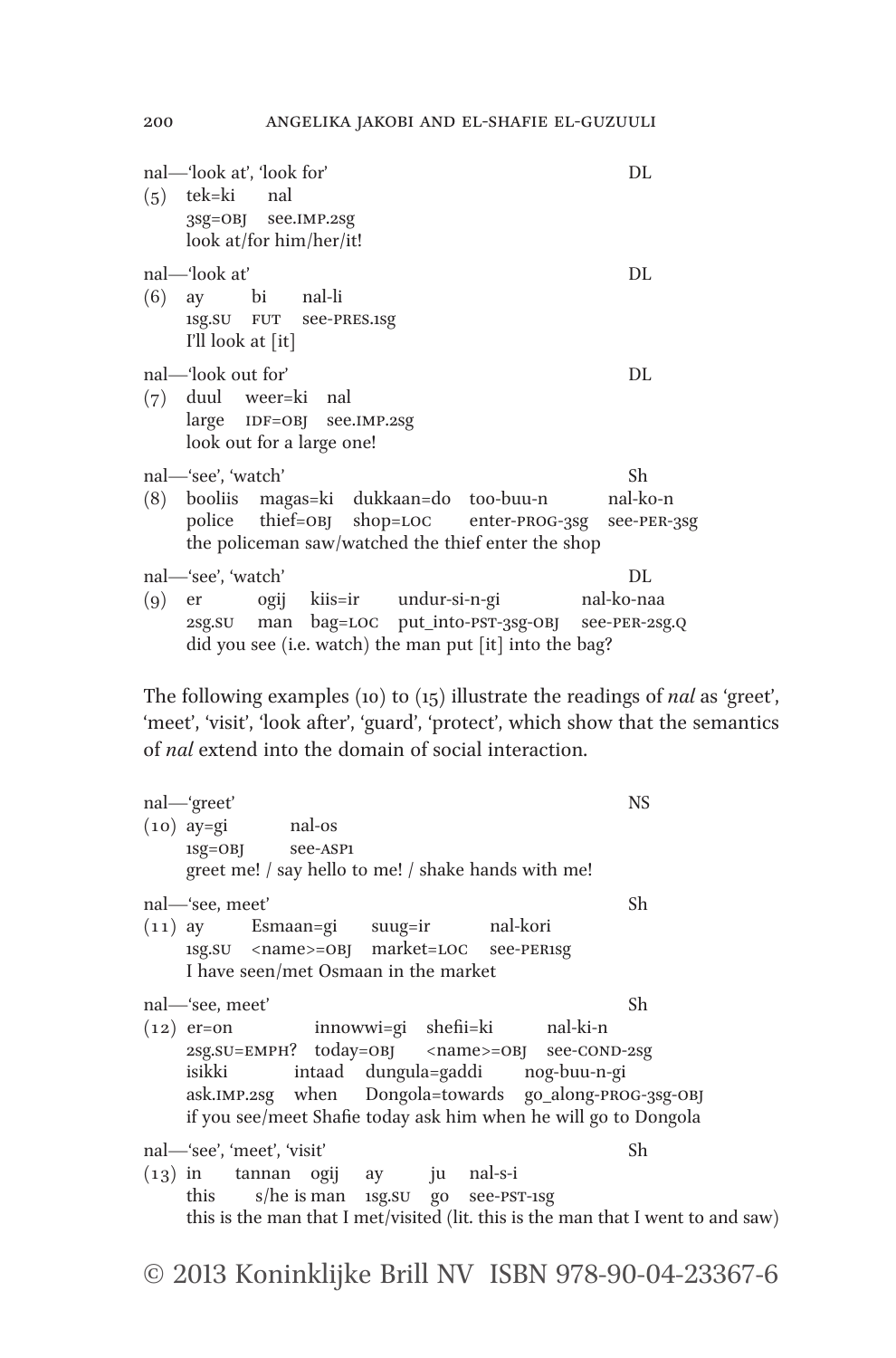nal—'look at', 'look for' DL

(5) tek=ki nal
3sg=OBJ see.IMP.2SG
look at/for him/her/it!

nal—'look at' DL

(6) ay bi nal-li
1SG.SU FUT see-PRES.1SG
I'll look at [it]

nal—'look out for' DL

(7) duul weer=ki nal
large IDF=OBJ see.IMP.2SG
look out for a large one!

nal—'see', 'watch' Sh

(8) booliis magas=ki dukkaan=do too-buu-n nal-ko-n
police thief=OBJ shop=LOC enter-PROG-3SG see-PER-3SG
the policeman saw/watched the thief enter the shop

nal—'see', 'watch' DL

(9) er ogij kiis=ir undur-si-n-gi nal-ko-naa
2SG.SU man bag=LOC put_into-PST-3SG-OBJ see-PER-2SG.Q
did you see (i.e. watch) the man put [it] into the bag?

The following examples (10) to (15) illustrate the readings of *nal* as 'greet', 'meet', 'visit', 'look after', 'guard', 'protect', which show that the semantics of *nal* extend into the domain of social interaction.

nal—'greet' NS

(10) ay=gi nal-os
1SG=OBJ see-ASP1
greet me! / say hello to me! / shake hands with me!

nal—'see, meet' Sh

(11) ay Esmaan=gi suug=ir nal-kori
1SG.SU <name>=OBJ market=LOC see-PER1SG
I have seen/met Osmaan in the market

nal—'see, meet' Sh

(12) er=on innowwi=gi shefii=ki nal-ki-n
2SG.SU=EMPH? today=OBJ <name>=OBJ see-COND-2SG
isikki intaad dungula=gaddi nog-buu-n-gi
ask.IMP.2SG when Dongola=towards go_along-PROG-3SG-OBJ
if you see/meet Shafie today ask him when he will go to Dongola

nal—'see', 'meet', 'visit' Sh

(13) in tannan ogij ay ju nal-s-i
this s/he is man 1SG.SU go see-PST-1SG
this is the man that I met/visited (lit. this is the man that I went to and saw)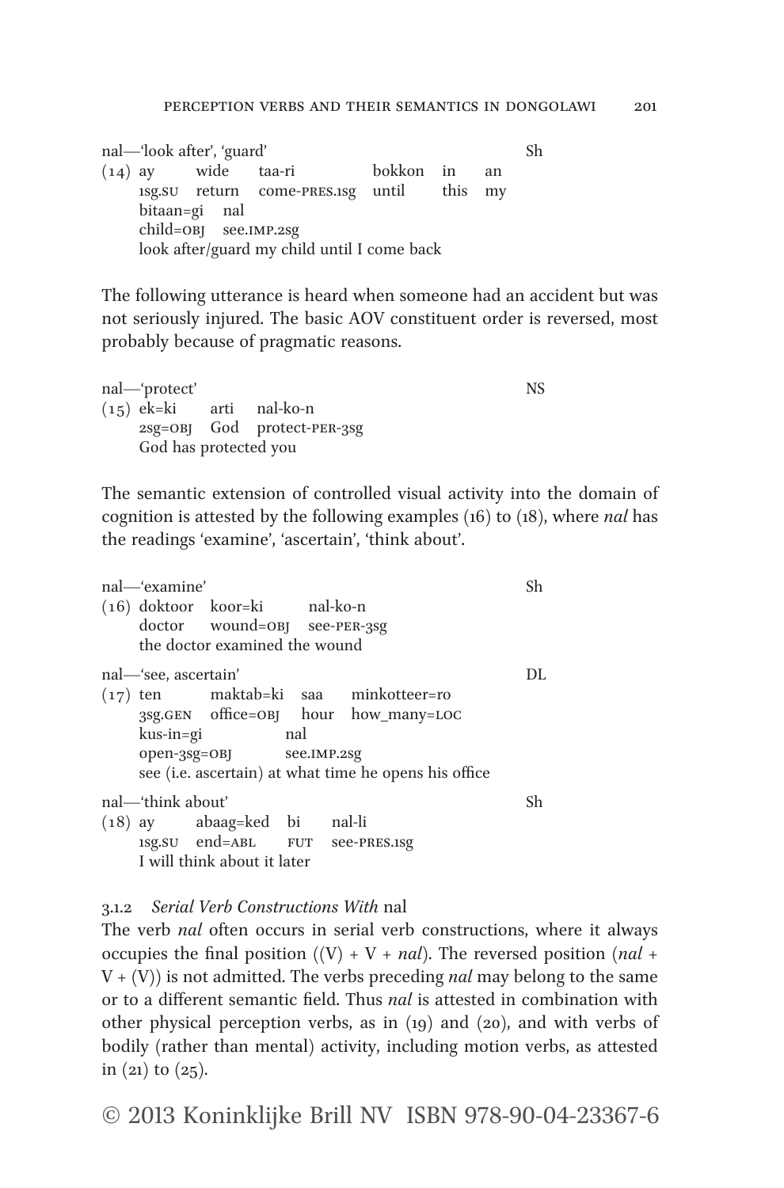nal—'look after', 'guard' Sh

(14) ay wide taa-ri bokkon in an
1SG.SU return come-PRES.1SG until this my
bitaan=gi nal
child=OBJ see.IMP.2SG
look after/guard my child until I come back

The following utterance is heard when someone had an accident but was not seriously injured. The basic AOV constituent order is reversed, most probably because of pragmatic reasons.

nal—'protect' NS

(15) ek=ki arti nal-ko-n
2SG=OBJ God protect-PER-3SG
God has protected you

The semantic extension of controlled visual activity into the domain of cognition is attested by the following examples (16) to (18), where *nal* has the readings 'examine', 'ascertain', 'think about'.

nal—'examine' Sh

(16) doktoor koor=ki nal-ko-n
doctor wound=OBJ see-PER-3SG
the doctor examined the wound

nal—'see, ascertain' DL

(17) ten maktab=ki saa minkotteer=ro
3SG.GEN office=OBJ hour how_many=LOC
kus-in=gi nal
open-3SG=OBJ see.IMP.2SG
see (i.e. ascertain) at what time he opens his office

nal—'think about' Sh

(18) ay abaag=ked bi nal-li
1SG.SU end=ABL FUT see-PRES.1SG
I will think about it later

### 3.1.2 *Serial Verb Constructions With* nal

The verb *nal* often occurs in serial verb constructions, where it always occupies the final position ((V) + V + *nal*). The reversed position (*nal* + V + (V)) is not admitted. The verbs preceding *nal* may belong to the same or to a different semantic field. Thus *nal* is attested in combination with other physical perception verbs, as in (19) and (20), and with verbs of bodily (rather than mental) activity, including motion verbs, as attested in (21) to (25).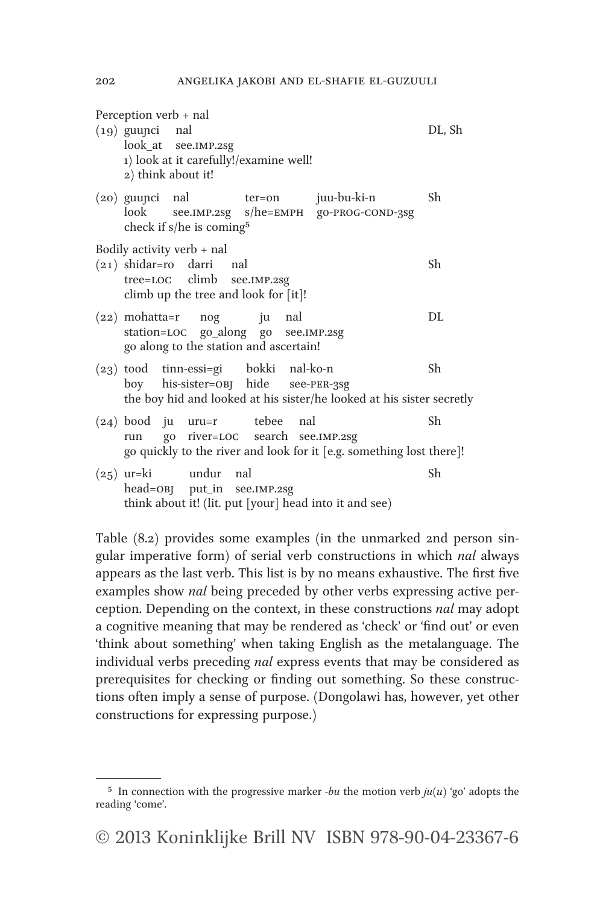Perception verb + nal

(19) guuɲci nal — DL, Sh
look_at see.IMP.2SG
1) look at it carefully!/examine well!
2) think about it!

(20) guuɲci nal ter=on juu-bu-ki-n — Sh
look see.IMP.2SG s/he=EMPH go-PROG-COND-3SG
check if s/he is coming[5]

Bodily activity verb + nal

(21) shidar=ro darri nal — Sh
tree=LOC climb see.IMP.2SG
climb up the tree and look for [it]!

(22) mohatta=r nog ju nal — DL
station=LOC go_along go see.IMP.2SG
go along to the station and ascertain!

(23) tood tinn-essi=gi bokki nal-ko-n — Sh
boy his-sister=OBJ hide see-PER-3SG
the boy hid and looked at his sister/he looked at his sister secretly

(24) bood ju uru=r tebee nal — Sh
run go river=LOC search see.IMP.2SG
go quickly to the river and look for it [e.g. something lost there]!

(25) ur=ki undur nal — Sh
head=OBJ put_in see.IMP.2SG
think about it! (lit. put [your] head into it and see)

Table (8.2) provides some examples (in the unmarked 2nd person singular imperative form) of serial verb constructions in which *nal* always appears as the last verb. This list is by no means exhaustive. The first five examples show *nal* being preceded by other verbs expressing active perception. Depending on the context, in these constructions *nal* may adopt a cognitive meaning that may be rendered as 'check' or 'find out' or even 'think about something' when taking English as the metalanguage. The individual verbs preceding *nal* express events that may be considered as prerequisites for checking or finding out something. So these constructions often imply a sense of purpose. (Dongolawi has, however, yet other constructions for expressing purpose.)

---

[5] In connection with the progressive marker *-bu* the motion verb *ju(u)* 'go' adopts the reading 'come'.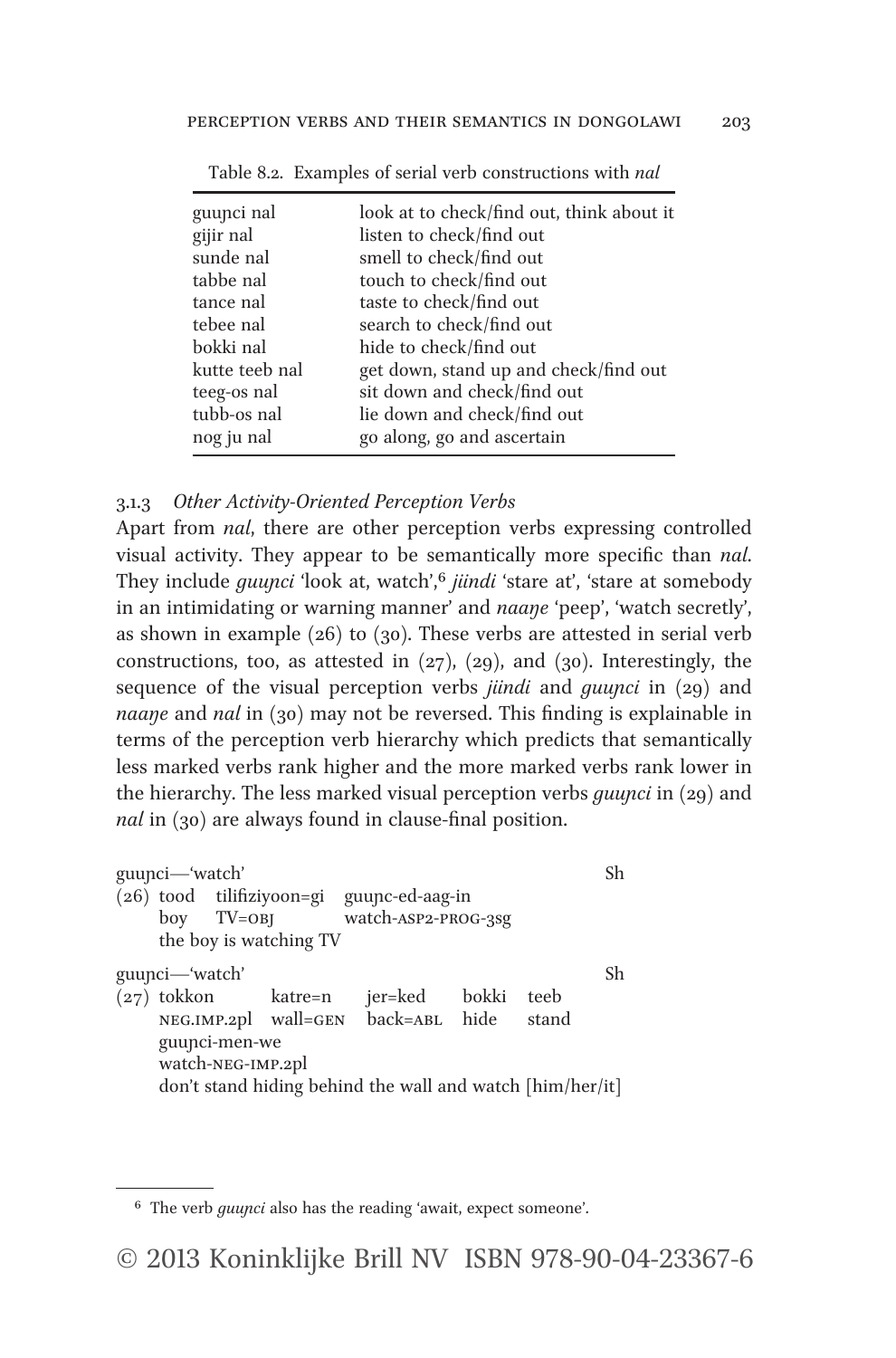Table 8.2. Examples of serial verb constructions with *nal*

| | |
|---|---|
| guuɲci nal | look at to check/find out, think about it |
| gijir nal | listen to check/find out |
| sunde nal | smell to check/find out |
| tabbe nal | touch to check/find out |
| tance nal | taste to check/find out |
| tebee nal | search to check/find out |
| bokki nal | hide to check/find out |
| kutte teeb nal | get down, stand up and check/find out |
| teeg-os nal | sit down and check/find out |
| tubb-os nal | lie down and check/find out |
| nog ju nal | go along, go and ascertain |

### 3.1.3 *Other Activity-Oriented Perception Verbs*

Apart from *nal*, there are other perception verbs expressing controlled visual activity. They appear to be semantically more specific than *nal*. They include *guuɲci* 'look at, watch',[6] *jiindi* 'stare at', 'stare at somebody in an intimidating or warning manner' and *naaŋe* 'peep', 'watch secretly', as shown in example (26) to (30). These verbs are attested in serial verb constructions, too, as attested in (27), (29), and (30). Interestingly, the sequence of the visual perception verbs *jiindi* and *guuɲci* in (29) and *naaŋe* and *nal* in (30) may not be reversed. This finding is explainable in terms of the perception verb hierarchy which predicts that semantically less marked verbs rank higher and the more marked verbs rank lower in the hierarchy. The less marked visual perception verbs *guuɲci* in (29) and *nal* in (30) are always found in clause-final position.

guuɲci—'watch' Sh

(26) tood tilifiziyoon=gi guuɲc-ed-aag-in
boy TV=OBJ watch-ASP2-PROG-3SG
the boy is watching TV

guuɲci—'watch' Sh

(27) tokkon katre=n jer=ked bokki teeb
NEG.IMP.2PL wall=GEN back=ABL hide stand
guuɲci-men-we
watch-NEG-IMP.2PL
don't stand hiding behind the wall and watch [him/her/it]

---

[6] The verb *guuɲci* also has the reading 'await, expect someone'.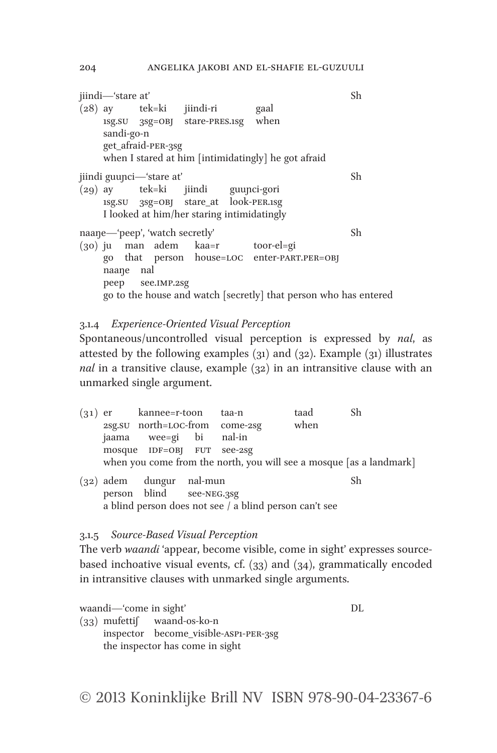jiindi—'stare at' Sh

(28) ay tek=ki jiindi-ri gaal
1sg.su 3sg=obj stare-pres.1sg when
sandi-go-n
get_afraid-per-3sg
when I stared at him [intimidatingly] he got afraid

jiindi guuɲci—'stare at' Sh

(29) ay tek=ki jiindi guuɲci-gori
1sg.su 3sg=obj stare_at look-per.1sg
I looked at him/her staring intimidatingly

naaŋe—'peep', 'watch secretly' Sh

(30) ju man adem kaa=r toor-el=gi
go that person house=loc enter-part.per=obj
naaŋe nal
peep see.imp.2sg
go to the house and watch [secretly] that person who has entered

### 3.1.4 *Experience-Oriented Visual Perception*

Spontaneous/uncontrolled visual perception is expressed by *nal*, as attested by the following examples (31) and (32). Example (31) illustrates *nal* in a transitive clause, example (32) in an intransitive clause with an unmarked single argument.

(31) er kannee=r-toon taa-n taad Sh
2sg.su north=loc-from come-2sg when
jaama wee=gi bi nal-in
mosque idf=obj fut see-2sg
when you come from the north, you will see a mosque [as a landmark]

(32) adem dungur nal-mun Sh
person blind see-neg.3sg
a blind person does not see / a blind person can't see

### 3.1.5 *Source-Based Visual Perception*

The verb *waandi* 'appear, become visible, come in sight' expresses source-based inchoative visual events, cf. (33) and (34), grammatically encoded in intransitive clauses with unmarked single arguments.

waandi—'come in sight' DL

(33) mufettiʃ waand-os-ko-n
inspector become_visible-asp1-per-3sg
the inspector has come in sight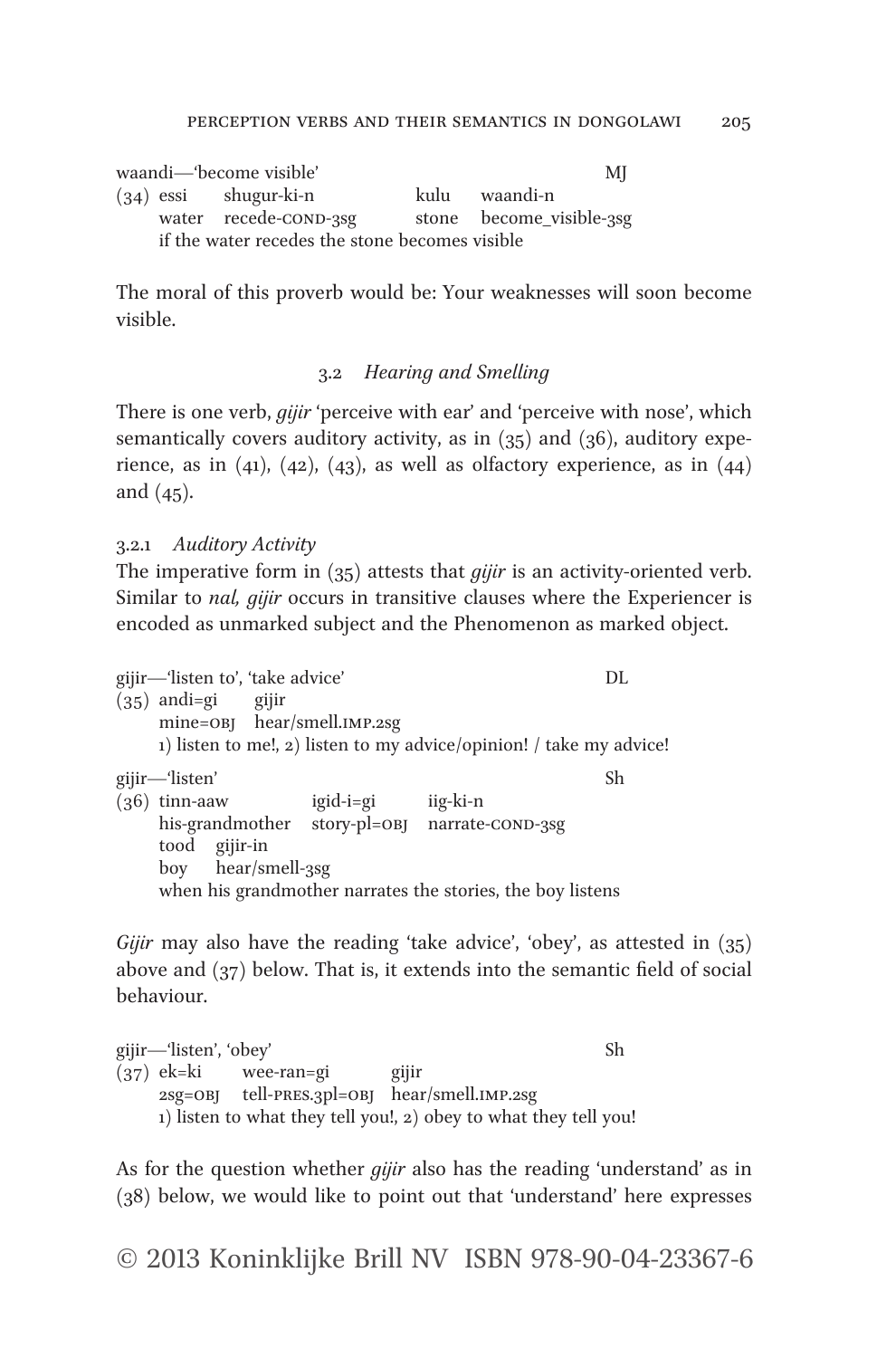waandi—'become visible' MJ

(34) essi shugur-ki-n kulu waandi-n
water recede-COND-3SG stone become_visible-3SG
if the water recedes the stone becomes visible

The moral of this proverb would be: Your weaknesses will soon become visible.

### 3.2 *Hearing and Smelling*

There is one verb, *gijir* 'perceive with ear' and 'perceive with nose', which semantically covers auditory activity, as in (35) and (36), auditory experience, as in (41), (42), (43), as well as olfactory experience, as in (44) and (45).

#### 3.2.1 *Auditory Activity*

The imperative form in (35) attests that *gijir* is an activity-oriented verb. Similar to *nal, gijir* occurs in transitive clauses where the Experiencer is encoded as unmarked subject and the Phenomenon as marked object.

gijir—'listen to', 'take advice' DL

(35) andi=gi gijir
mine=OBJ hear/smell.IMP.2SG
1) listen to me!, 2) listen to my advice/opinion! / take my advice!

gijir—'listen' Sh

(36) tinn-aaw igid-i=gi iig-ki-n
his-grandmother story-pl=OBJ narrate-COND-3SG
tood gijir-in
boy hear/smell-3SG
when his grandmother narrates the stories, the boy listens

*Gijir* may also have the reading 'take advice', 'obey', as attested in (35) above and (37) below. That is, it extends into the semantic field of social behaviour.

gijir—'listen', 'obey' Sh

(37) ek=ki wee-ran=gi gijir
2SG=OBJ tell-PRES.3PL=OBJ hear/smell.IMP.2SG
1) listen to what they tell you!, 2) obey to what they tell you!

As for the question whether *gijir* also has the reading 'understand' as in (38) below, we would like to point out that 'understand' here expresses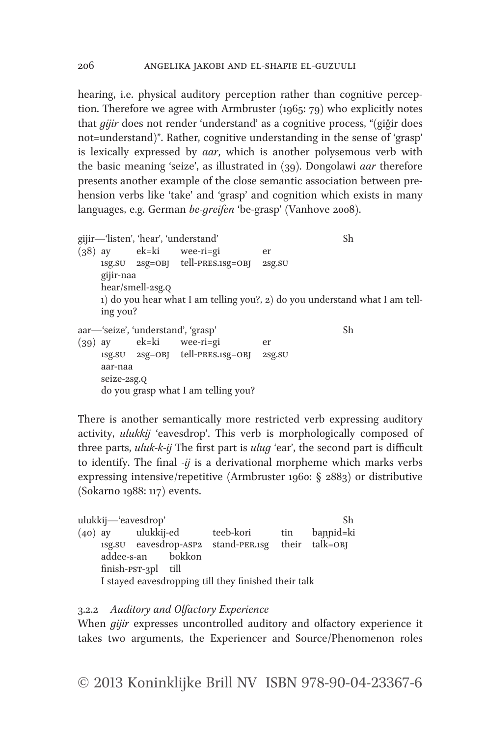hearing, i.e. physical auditory perception rather than cognitive perception. Therefore we agree with Armbruster (1965: 79) who explicitly notes that *gijir* does not render 'understand' as a cognitive process, "(ǧiǧir does not=understand)". Rather, cognitive understanding in the sense of 'grasp' is lexically expressed by *aar*, which is another polysemous verb with the basic meaning 'seize', as illustrated in (39). Dongolawi *aar* therefore presents another example of the close semantic association between prehension verbs like 'take' and 'grasp' and cognition which exists in many languages, e.g. German *be-greifen* 'be-grasp' (Vanhove 2008).

gijir—'listen', 'hear', 'understand' Sh

(38) ay ek=ki wee-ri=gi er
1sg.SU 2sg=OBJ tell-PRES.1sg=OBJ 2sg.SU
gijir-naa
hear/smell-2sg.Q
1) do you hear what I am telling you?, 2) do you understand what I am telling you?

aar—'seize', 'understand', 'grasp' Sh

(39) ay ek=ki wee-ri=gi er
1sg.SU 2sg=OBJ tell-PRES.1sg=OBJ 2sg.SU
aar-naa
seize-2sg.Q
do you grasp what I am telling you?

There is another semantically more restricted verb expressing auditory activity, *ulukkij* 'eavesdrop'. This verb is morphologically composed of three parts, *uluk-k-ij* The first part is *ulug* 'ear', the second part is difficult to identify. The final *-ij* is a derivational morpheme which marks verbs expressing intensive/repetitive (Armbruster 1960: § 2883) or distributive (Sokarno 1988: 117) events.

ulukkij—'eavesdrop' Sh

(40) ay ulukkij-ed teeb-kori tin baɲɲid=ki
1sg.SU eavesdrop-ASP2 stand-PER.1sg their talk=OBJ
addee-s-an bokkon
finish-PST-3pl till
I stayed eavesdropping till they finished their talk

### 3.2.2 *Auditory and Olfactory Experience*

When *gijir* expresses uncontrolled auditory and olfactory experience it takes two arguments, the Experiencer and Source/Phenomenon roles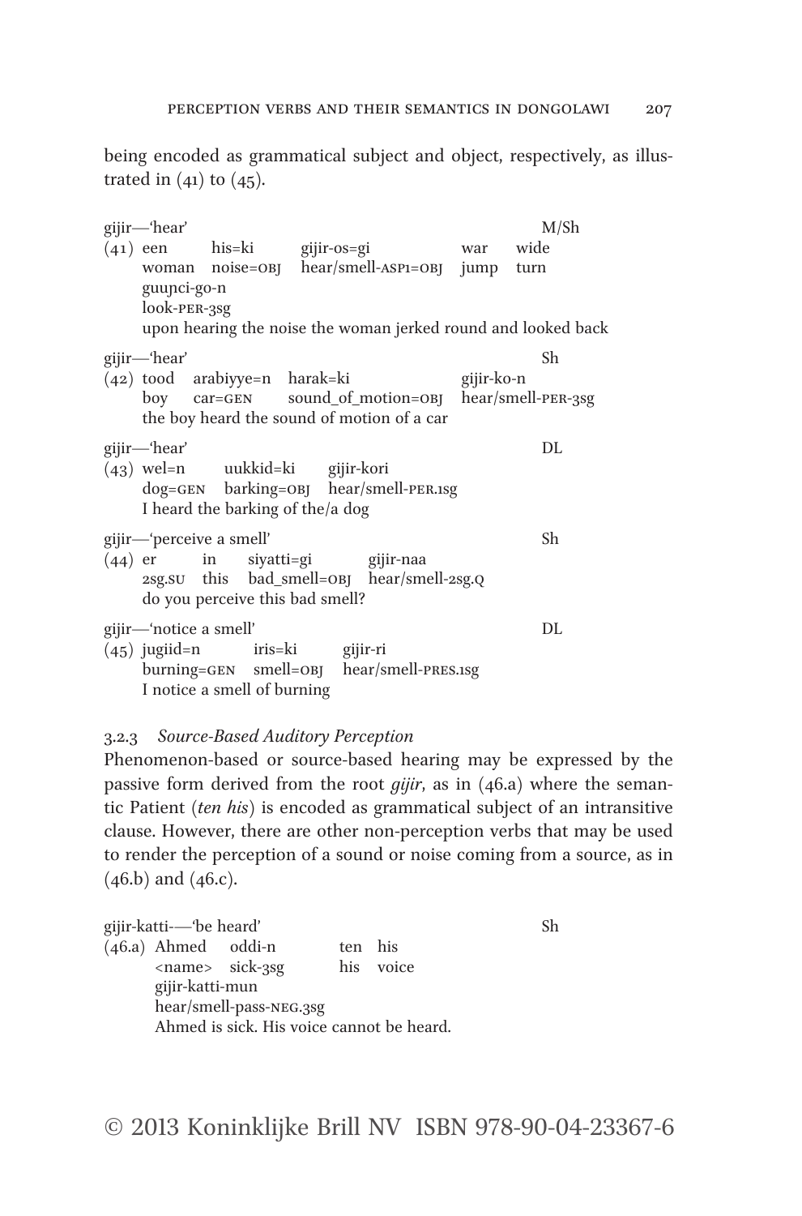being encoded as grammatical subject and object, respectively, as illustrated in (41) to (45).

gijir—'hear' M/Sh

(41) een his=ki gijir-os=gi war wide
woman noise=OBJ hear/smell-ASP1=OBJ jump turn
guuɲci-go-n
look-PER-3SG
upon hearing the noise the woman jerked round and looked back

gijir—'hear' Sh

(42) tood arabiyye=n harak=ki gijir-ko-n
boy car=GEN sound_of_motion=OBJ hear/smell-PER-3SG
the boy heard the sound of motion of a car

gijir—'hear' DL

(43) wel=n uukkid=ki gijir-kori
dog=GEN barking=OBJ hear/smell-PER.1SG
I heard the barking of the/a dog

gijir—'perceive a smell' Sh

(44) er in siyatti=gi gijir-naa
2SG.SU this bad_smell=OBJ hear/smell-2SG.Q
do you perceive this bad smell?

gijir—'notice a smell' DL

(45) jugiid=n iris=ki gijir-ri
burning=GEN smell=OBJ hear/smell-PRES.1SG
I notice a smell of burning

### 3.2.3 *Source-Based Auditory Perception*

Phenomenon-based or source-based hearing may be expressed by the passive form derived from the root *gijir*, as in (46.a) where the semantic Patient (*ten his*) is encoded as grammatical subject of an intransitive clause. However, there are other non-perception verbs that may be used to render the perception of a sound or noise coming from a source, as in (46.b) and (46.c).

gijir-katti-—'be heard' Sh

(46.a) Ahmed oddi-n ten his
<name> sick-3SG his voice
gijir-katti-mun
hear/smell-PASS-NEG.3SG
Ahmed is sick. His voice cannot be heard.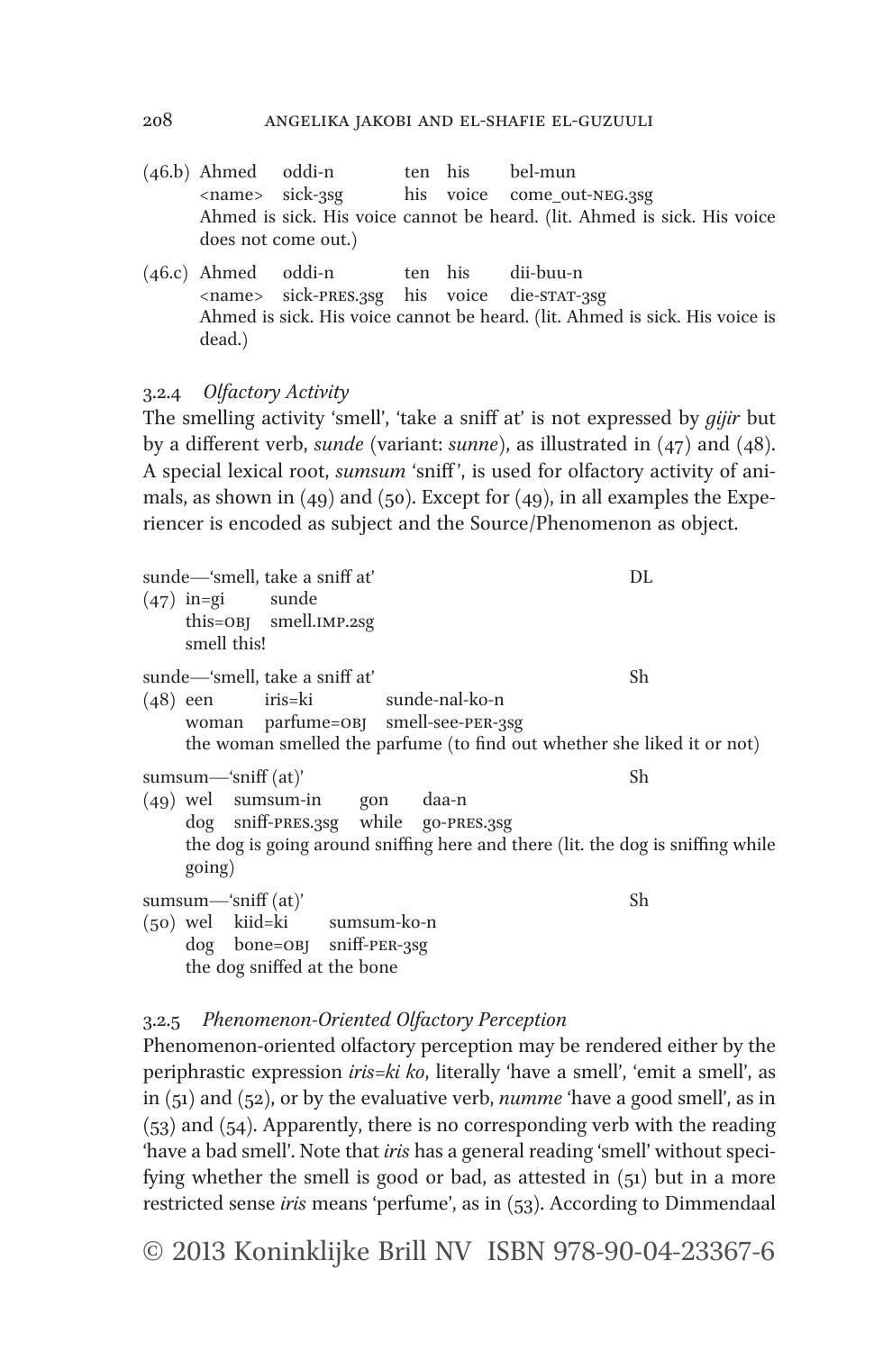(46.b) Ahmed oddi-n ten his bel-mun
<name> sick-3sg his voice come_out-NEG.3sg
Ahmed is sick. His voice cannot be heard. (lit. Ahmed is sick. His voice does not come out.)

(46.c) Ahmed oddi-n ten his dii-buu-n
<name> sick-PRES.3sg his voice die-STAT-3sg
Ahmed is sick. His voice cannot be heard. (lit. Ahmed is sick. His voice is dead.)

### 3.2.4 *Olfactory Activity*

The smelling activity 'smell', 'take a sniff at' is not expressed by *gijir* but by a different verb, *sunde* (variant: *sunne*), as illustrated in (47) and (48). A special lexical root, *sumsum* 'sniff', is used for olfactory activity of animals, as shown in (49) and (50). Except for (49), in all examples the Experiencer is encoded as subject and the Source/Phenomenon as object.

sunde—'smell, take a sniff at' DL

(47) in=gi sunde
this=OBJ smell.IMP.2sg
smell this!

sunde—'smell, take a sniff at' Sh

(48) een iris=ki sunde-nal-ko-n
woman parfume=OBJ smell-see-PER-3sg
the woman smelled the parfume (to find out whether she liked it or not)

sumsum—'sniff (at)' Sh

(49) wel sumsum-in gon daa-n
dog sniff-PRES.3sg while go-PRES.3sg
the dog is going around sniffing here and there (lit. the dog is sniffing while going)

sumsum—'sniff (at)' Sh

(50) wel kiid=ki sumsum-ko-n
dog bone=OBJ sniff-PER-3sg
the dog sniffed at the bone

### 3.2.5 *Phenomenon-Oriented Olfactory Perception*

Phenomenon-oriented olfactory perception may be rendered either by the periphrastic expression *iris=ki ko*, literally 'have a smell', 'emit a smell', as in (51) and (52), or by the evaluative verb, *numme* 'have a good smell', as in (53) and (54). Apparently, there is no corresponding verb with the reading 'have a bad smell'. Note that *iris* has a general reading 'smell' without specifying whether the smell is good or bad, as attested in (51) but in a more restricted sense *iris* means 'perfume', as in (53). According to Dimmendaal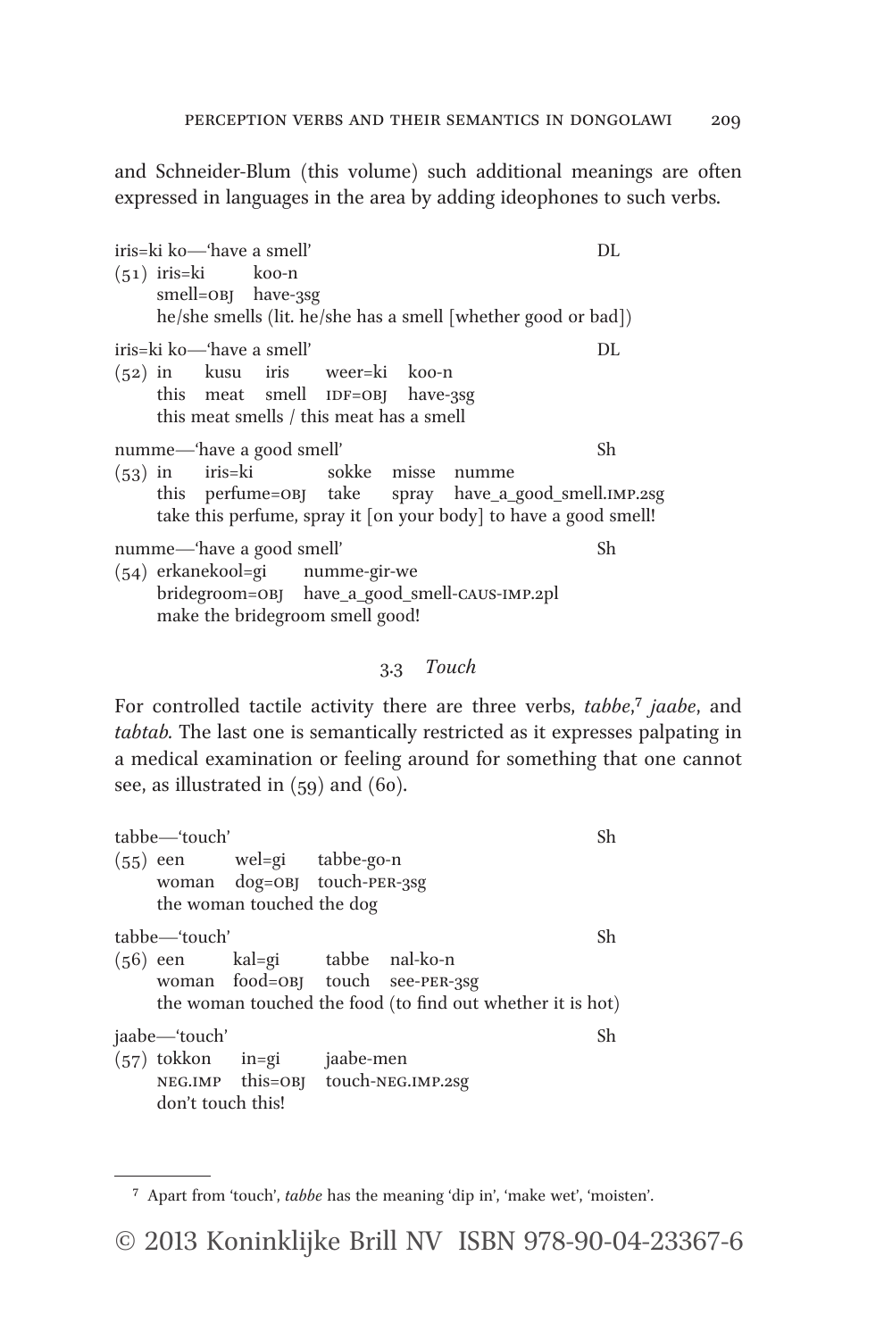and Schneider-Blum (this volume) such additional meanings are often expressed in languages in the area by adding ideophones to such verbs.

iris=ki ko—'have a smell' DL

(51) iris=ki koo-n
smell=OBJ have-3sg
he/she smells (lit. he/she has a smell [whether good or bad])

iris=ki ko—'have a smell' DL

(52) in kusu iris weer=ki koo-n
this meat smell IDF=OBJ have-3sg
this meat smells / this meat has a smell

numme—'have a good smell' Sh

(53) in iris=ki sokke misse numme
this perfume=OBJ take spray have_a_good_smell.IMP.2sg
take this perfume, spray it [on your body] to have a good smell!

numme—'have a good smell' Sh

(54) erkanekool=gi numme-gir-we
bridegroom=OBJ have_a_good_smell-CAUS-IMP.2pl
make the bridegroom smell good!

### 3.3 *Touch*

For controlled tactile activity there are three verbs, *tabbe*,[7] *jaabe*, and *tabtab*. The last one is semantically restricted as it expresses palpating in a medical examination or feeling around for something that one cannot see, as illustrated in (59) and (60).

tabbe—'touch' Sh

(55) een wel=gi tabbe-go-n
woman dog=OBJ touch-PER-3sg
the woman touched the dog

tabbe—'touch' Sh

(56) een kal=gi tabbe nal-ko-n
woman food=OBJ touch see-PER-3sg
the woman touched the food (to find out whether it is hot)

jaabe—'touch' Sh

(57) tokkon in=gi jaabe-men
NEG.IMP this=OBJ touch-NEG.IMP.2sg
don't touch this!

---

[7] Apart from 'touch', *tabbe* has the meaning 'dip in', 'make wet', 'moisten'.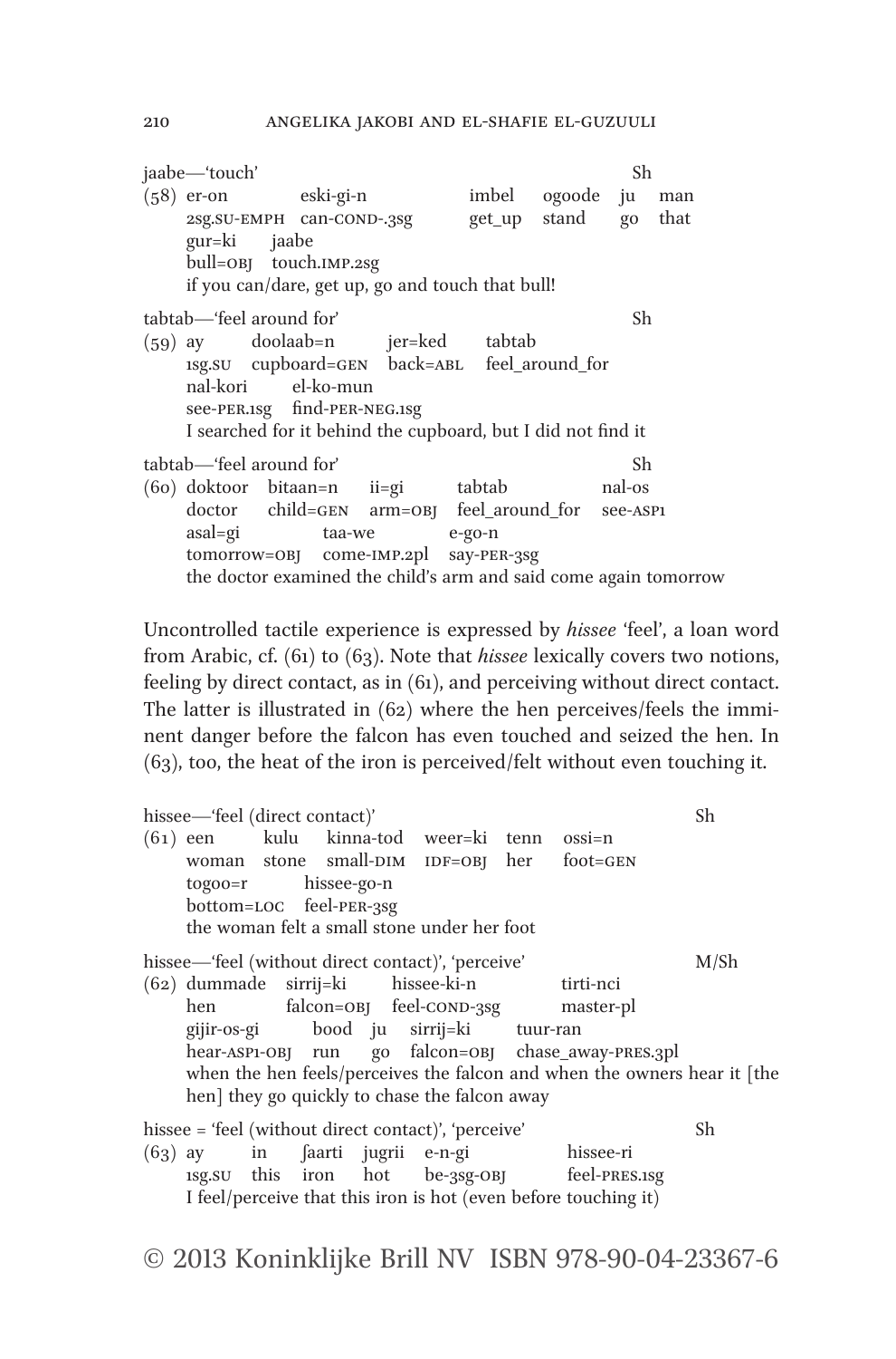jaabe—'touch' Sh

(58) er-on eski-gi-n imbel ogoode ju man
2sg.SU-EMPH can-COND-.3sg get_up stand go that
gur=ki jaabe
bull=OBJ touch.IMP.2sg
if you can/dare, get up, go and touch that bull!

tabtab—'feel around for' Sh

(59) ay doolaab=n jer=ked tabtab
1sg.SU cupboard=GEN back=ABL feel_around_for
nal-kori el-ko-mun
see-PER.1sg find-PER-NEG.1sg
I searched for it behind the cupboard, but I did not find it

tabtab—'feel around for' Sh

(60) doktoor bitaan=n ii=gi tabtab nal-os
doctor child=GEN arm=OBJ feel_around_for see-ASP1
asal=gi taa-we e-go-n
tomorrow=OBJ come-IMP.2pl say-PER-3sg
the doctor examined the child's arm and said come again tomorrow

Uncontrolled tactile experience is expressed by *hissee* 'feel', a loan word from Arabic, cf. (61) to (63). Note that *hissee* lexically covers two notions, feeling by direct contact, as in (61), and perceiving without direct contact. The latter is illustrated in (62) where the hen perceives/feels the imminent danger before the falcon has even touched and seized the hen. In (63), too, the heat of the iron is perceived/felt without even touching it.

hissee—'feel (direct contact)' Sh

(61) een kulu kinna-tod weer=ki tenn ossi=n
woman stone small-DIM IDF=OBJ her foot=GEN
togoo=r hissee-go-n
bottom=LOC feel-PER-3sg
the woman felt a small stone under her foot

hissee—'feel (without direct contact)', 'perceive' M/Sh

(62) dummade sirrij=ki hissee-ki-n tirti-nci
hen falcon=OBJ feel-COND-3sg master-pl
gijir-os-gi bood ju sirrij=ki tuur-ran
hear-ASP1-OBJ run go falcon=OBJ chase_away-PRES.3pl
when the hen feels/perceives the falcon and when the owners hear it [the hen] they go quickly to chase the falcon away

hissee = 'feel (without direct contact)', 'perceive' Sh

(63) ay in ʃaarti jugrii e-n-gi hissee-ri
1sg.SU this iron hot be-3sg-OBJ feel-PRES.1sg
I feel/perceive that this iron is hot (even before touching it)

© 2013 Koninklijke Brill NV ISBN 978-90-04-23367-6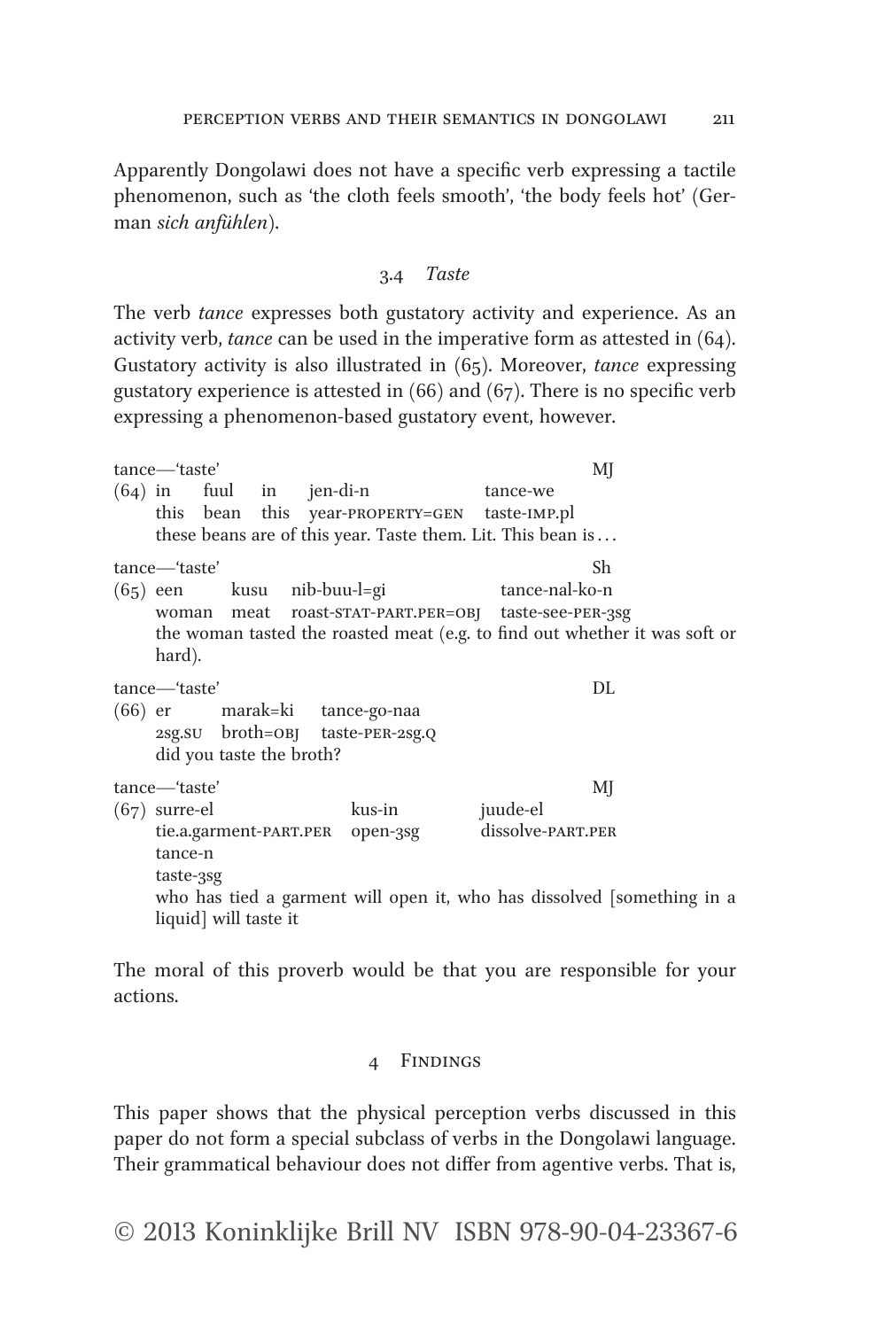Apparently Dongolawi does not have a specific verb expressing a tactile phenomenon, such as 'the cloth feels smooth', 'the body feels hot' (German *sich anfühlen*).

### 3.4 *Taste*

The verb *tance* expresses both gustatory activity and experience. As an activity verb, *tance* can be used in the imperative form as attested in (64). Gustatory activity is also illustrated in (65). Moreover, *tance* expressing gustatory experience is attested in (66) and (67). There is no specific verb expressing a phenomenon-based gustatory event, however.

tance—'taste' MJ

(64) in fuul in jen-di-n tance-we
this bean this year-PROPERTY=GEN taste-IMP.pl
these beans are of this year. Taste them. Lit. This bean is …

tance—'taste' Sh

(65) een kusu nib-buu-l=gi tance-nal-ko-n
woman meat roast-STAT-PART.PER=OBJ taste-see-PER-3sg
the woman tasted the roasted meat (e.g. to find out whether it was soft or hard).

tance—'taste' DL

(66) er marak=ki tance-go-naa
2sg.SU broth=OBJ taste-PER-2sg.Q
did you taste the broth?

tance—'taste' MJ

(67) surre-el kus-in juude-el
tie.a.garment-PART.PER open-3sg dissolve-PART.PER
tance-n
taste-3sg
who has tied a garment will open it, who has dissolved [something in a liquid] will taste it

The moral of this proverb would be that you are responsible for your actions.

## 4 Findings

This paper shows that the physical perception verbs discussed in this paper do not form a special subclass of verbs in the Dongolawi language. Their grammatical behaviour does not differ from agentive verbs. That is,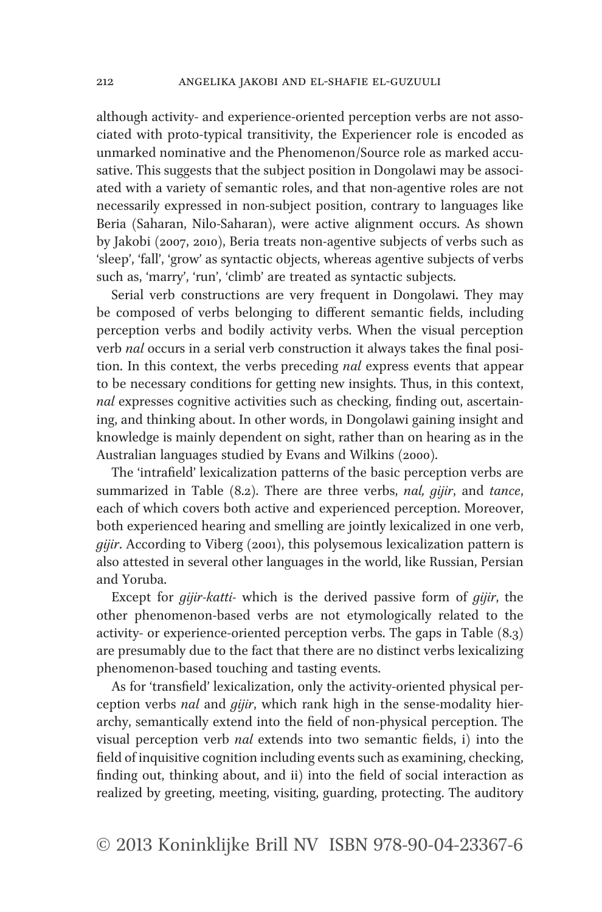although activity- and experience-oriented perception verbs are not associated with proto-typical transitivity, the Experiencer role is encoded as unmarked nominative and the Phenomenon/Source role as marked accusative. This suggests that the subject position in Dongolawi may be associated with a variety of semantic roles, and that non-agentive roles are not necessarily expressed in non-subject position, contrary to languages like Beria (Saharan, Nilo-Saharan), were active alignment occurs. As shown by Jakobi (2007, 2010), Beria treats non-agentive subjects of verbs such as 'sleep', 'fall', 'grow' as syntactic objects, whereas agentive subjects of verbs such as, 'marry', 'run', 'climb' are treated as syntactic subjects.

Serial verb constructions are very frequent in Dongolawi. They may be composed of verbs belonging to different semantic fields, including perception verbs and bodily activity verbs. When the visual perception verb *nal* occurs in a serial verb construction it always takes the final position. In this context, the verbs preceding *nal* express events that appear to be necessary conditions for getting new insights. Thus, in this context, *nal* expresses cognitive activities such as checking, finding out, ascertaining, and thinking about. In other words, in Dongolawi gaining insight and knowledge is mainly dependent on sight, rather than on hearing as in the Australian languages studied by Evans and Wilkins (2000).

The 'intrafield' lexicalization patterns of the basic perception verbs are summarized in Table (8.2). There are three verbs, *nal, gijir*, and *tance*, each of which covers both active and experienced perception. Moreover, both experienced hearing and smelling are jointly lexicalized in one verb, *gijir*. According to Viberg (2001), this polysemous lexicalization pattern is also attested in several other languages in the world, like Russian, Persian and Yoruba.

Except for *gijir-katti-* which is the derived passive form of *gijir*, the other phenomenon-based verbs are not etymologically related to the activity- or experience-oriented perception verbs. The gaps in Table (8.3) are presumably due to the fact that there are no distinct verbs lexicalizing phenomenon-based touching and tasting events.

As for 'transfield' lexicalization, only the activity-oriented physical perception verbs *nal* and *gijir*, which rank high in the sense-modality hierarchy, semantically extend into the field of non-physical perception. The visual perception verb *nal* extends into two semantic fields, i) into the field of inquisitive cognition including events such as examining, checking, finding out, thinking about, and ii) into the field of social interaction as realized by greeting, meeting, visiting, guarding, protecting. The auditory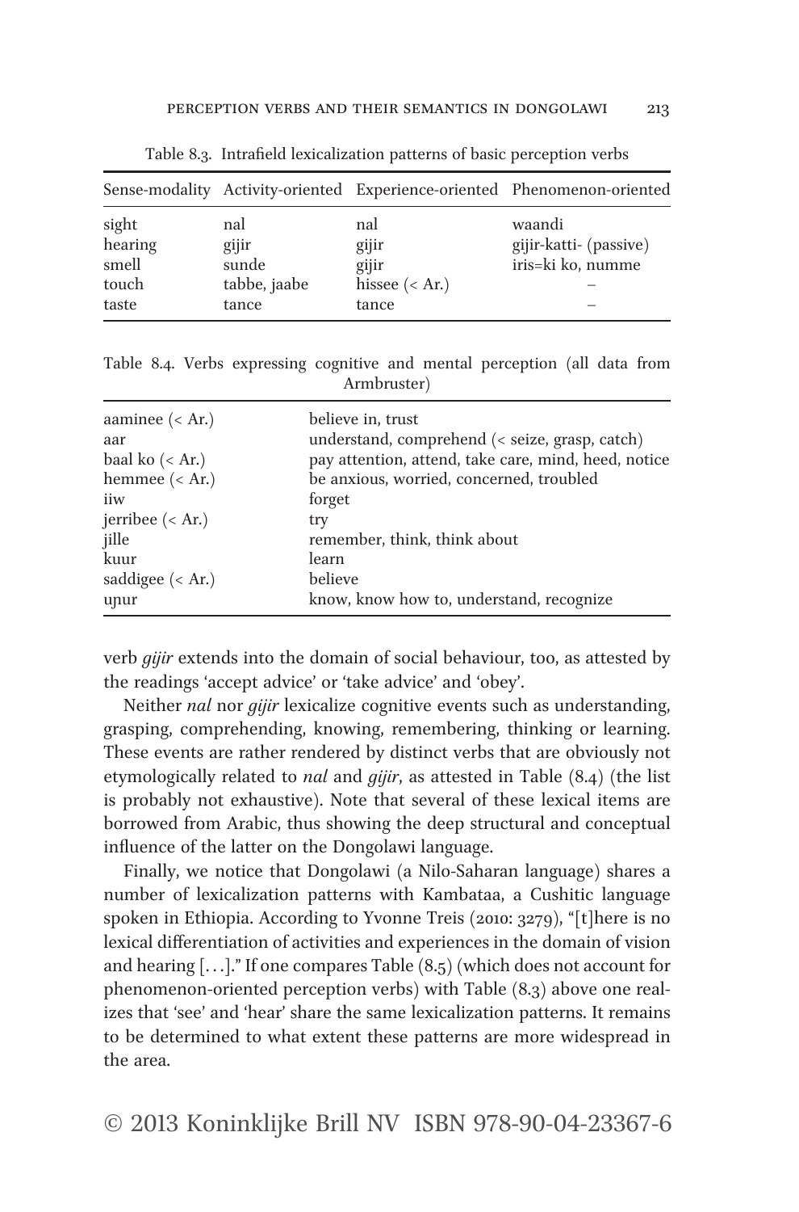Table 8.3. Intrafield lexicalization patterns of basic perception verbs

| Sense-modality | Activity-oriented | Experience-oriented | Phenomenon-oriented |
|---|---|---|---|
| sight | nal | nal | waandi |
| hearing | gijir | gijir | gijir-katti- (passive) |
| smell | sunde | gijir | iris=ki ko, numme |
| touch | tabbe, jaabe | hissee (< Ar.) | – |
| taste | tance | tance | – |

Table 8.4. Verbs expressing cognitive and mental perception (all data from Armbruster)

| | |
|---|---|
| aaminee (< Ar.) | believe in, trust |
| aar | understand, comprehend (< seize, grasp, catch) |
| baal ko (< Ar.) | pay attention, attend, take care, mind, heed, notice |
| hemmee (< Ar.) | be anxious, worried, concerned, troubled |
| iiw | forget |
| jerribee (< Ar.) | try |
| jille | remember, think, think about |
| kuur | learn |
| saddigee (< Ar.) | believe |
| uɲur | know, know how to, understand, recognize |

verb *gijir* extends into the domain of social behaviour, too, as attested by the readings 'accept advice' or 'take advice' and 'obey'.

Neither *nal* nor *gijir* lexicalize cognitive events such as understanding, grasping, comprehending, knowing, remembering, thinking or learning. These events are rather rendered by distinct verbs that are obviously not etymologically related to *nal* and *gijir*, as attested in Table (8.4) (the list is probably not exhaustive). Note that several of these lexical items are borrowed from Arabic, thus showing the deep structural and conceptual influence of the latter on the Dongolawi language.

Finally, we notice that Dongolawi (a Nilo-Saharan language) shares a number of lexicalization patterns with Kambataa, a Cushitic language spoken in Ethiopia. According to Yvonne Treis (2010: 3279), "[t]here is no lexical differentiation of activities and experiences in the domain of vision and hearing [...]." If one compares Table (8.5) (which does not account for phenomenon-oriented perception verbs) with Table (8.3) above one realizes that 'see' and 'hear' share the same lexicalization patterns. It remains to be determined to what extent these patterns are more widespread in the area.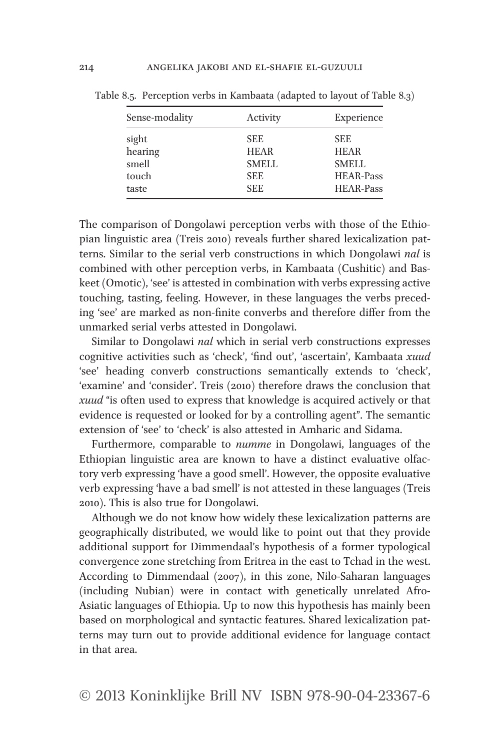Table 8.5. Perception verbs in Kambaata (adapted to layout of Table 8.3)

| Sense-modality | Activity | Experience |
|---|---|---|
| sight | SEE | SEE |
| hearing | HEAR | HEAR |
| smell | SMELL | SMELL |
| touch | SEE | HEAR-Pass |
| taste | SEE | HEAR-Pass |

The comparison of Dongolawi perception verbs with those of the Ethiopian linguistic area (Treis 2010) reveals further shared lexicalization patterns. Similar to the serial verb constructions in which Dongolawi *nal* is combined with other perception verbs, in Kambaata (Cushitic) and Baskeet (Omotic), 'see' is attested in combination with verbs expressing active touching, tasting, feeling. However, in these languages the verbs preceding 'see' are marked as non-finite converbs and therefore differ from the unmarked serial verbs attested in Dongolawi.

Similar to Dongolawi *nal* which in serial verb constructions expresses cognitive activities such as 'check', 'find out', 'ascertain', Kambaata *xuud* 'see' heading converb constructions semantically extends to 'check', 'examine' and 'consider'. Treis (2010) therefore draws the conclusion that *xuud* "is often used to express that knowledge is acquired actively or that evidence is requested or looked for by a controlling agent". The semantic extension of 'see' to 'check' is also attested in Amharic and Sidama.

Furthermore, comparable to *numme* in Dongolawi, languages of the Ethiopian linguistic area are known to have a distinct evaluative olfactory verb expressing 'have a good smell'. However, the opposite evaluative verb expressing 'have a bad smell' is not attested in these languages (Treis 2010). This is also true for Dongolawi.

Although we do not know how widely these lexicalization patterns are geographically distributed, we would like to point out that they provide additional support for Dimmendaal's hypothesis of a former typological convergence zone stretching from Eritrea in the east to Tchad in the west. According to Dimmendaal (2007), in this zone, Nilo-Saharan languages (including Nubian) were in contact with genetically unrelated Afro-Asiatic languages of Ethiopia. Up to now this hypothesis has mainly been based on morphological and syntactic features. Shared lexicalization patterns may turn out to provide additional evidence for language contact in that area.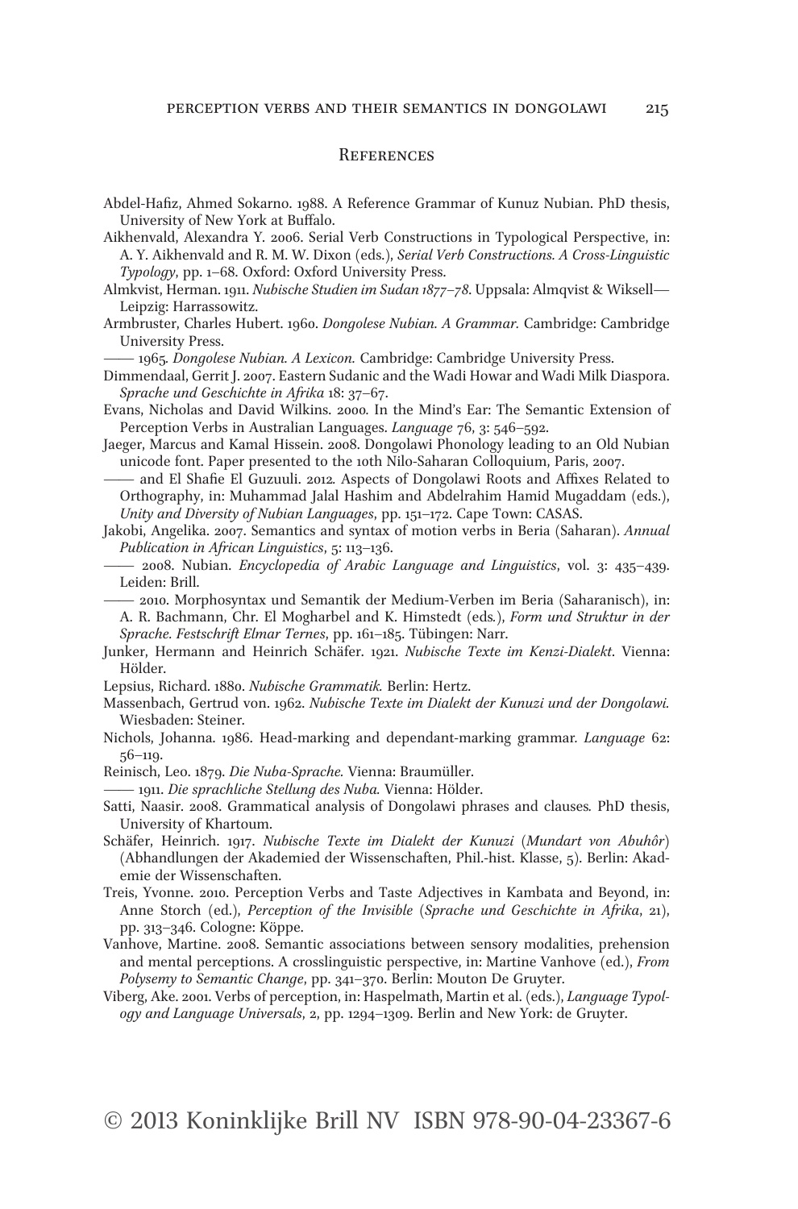## References

Abdel-Hafiz, Ahmed Sokarno. 1988. A Reference Grammar of Kunuz Nubian. PhD thesis, University of New York at Buffalo.

Aikhenvald, Alexandra Y. 2006. Serial Verb Constructions in Typological Perspective, in: A. Y. Aikhenvald and R. M. W. Dixon (eds.), *Serial Verb Constructions. A Cross-Linguistic Typology*, pp. 1–68. Oxford: Oxford University Press.

Almkvist, Herman. 1911. *Nubische Studien im Sudan 1877–78*. Uppsala: Almqvist & Wiksell—Leipzig: Harrassowitz.

Armbruster, Charles Hubert. 1960. *Dongolese Nubian. A Grammar.* Cambridge: Cambridge University Press.

—— 1965. *Dongolese Nubian. A Lexicon.* Cambridge: Cambridge University Press.

Dimmendaal, Gerrit J. 2007. Eastern Sudanic and the Wadi Howar and Wadi Milk Diaspora. *Sprache und Geschichte in Afrika* 18: 37–67.

Evans, Nicholas and David Wilkins. 2000. In the Mind's Ear: The Semantic Extension of Perception Verbs in Australian Languages. *Language* 76, 3: 546–592.

Jaeger, Marcus and Kamal Hissein. 2008. Dongolawi Phonology leading to an Old Nubian unicode font. Paper presented to the 10th Nilo-Saharan Colloquium, Paris, 2007.

—— and El Shafie El Guzuuli. 2012. Aspects of Dongolawi Roots and Affixes Related to Orthography, in: Muhammad Jalal Hashim and Abdelrahim Hamid Mugaddam (eds.), *Unity and Diversity of Nubian Languages*, pp. 151–172. Cape Town: CASAS.

Jakobi, Angelika. 2007. Semantics and syntax of motion verbs in Beria (Saharan). *Annual Publication in African Linguistics*, 5: 113–136.

—— 2008. Nubian. *Encyclopedia of Arabic Language and Linguistics*, vol. 3: 435–439. Leiden: Brill.

—— 2010. Morphosyntax und Semantik der Medium-Verben im Beria (Saharanisch), in: A. R. Bachmann, Chr. El Mogharbel and K. Himstedt (eds.), *Form und Struktur in der Sprache. Festschrift Elmar Ternes*, pp. 161–185. Tübingen: Narr.

Junker, Hermann and Heinrich Schäfer. 1921. *Nubische Texte im Kenzi-Dialekt*. Vienna: Hölder.

Lepsius, Richard. 1880. *Nubische Grammatik.* Berlin: Hertz.

Massenbach, Gertrud von. 1962. *Nubische Texte im Dialekt der Kunuzi und der Dongolawi.* Wiesbaden: Steiner.

Nichols, Johanna. 1986. Head-marking and dependant-marking grammar. *Language* 62: 56–119.

Reinisch, Leo. 1879. *Die Nuba-Sprache.* Vienna: Braumüller.

—— 1911. *Die sprachliche Stellung des Nuba.* Vienna: Hölder.

Satti, Naasir. 2008. Grammatical analysis of Dongolawi phrases and clauses. PhD thesis, University of Khartoum.

Schäfer, Heinrich. 1917. *Nubische Texte im Dialekt der Kunuzi* (*Mundart von Abuhôr*) (Abhandlungen der Akademied der Wissenschaften, Phil.-hist. Klasse, 5). Berlin: Akademie der Wissenschaften.

Treis, Yvonne. 2010. Perception Verbs and Taste Adjectives in Kambata and Beyond, in: Anne Storch (ed.), *Perception of the Invisible* (*Sprache und Geschichte in Afrika*, 21), pp. 313–346. Cologne: Köppe.

Vanhove, Martine. 2008. Semantic associations between sensory modalities, prehension and mental perceptions. A crosslinguistic perspective, in: Martine Vanhove (ed.), *From Polysemy to Semantic Change*, pp. 341–370. Berlin: Mouton De Gruyter.

Viberg, Ake. 2001. Verbs of perception, in: Haspelmath, Martin et al. (eds.), *Language Typology and Language Universals*, 2, pp. 1294–1309. Berlin and New York: de Gruyter.